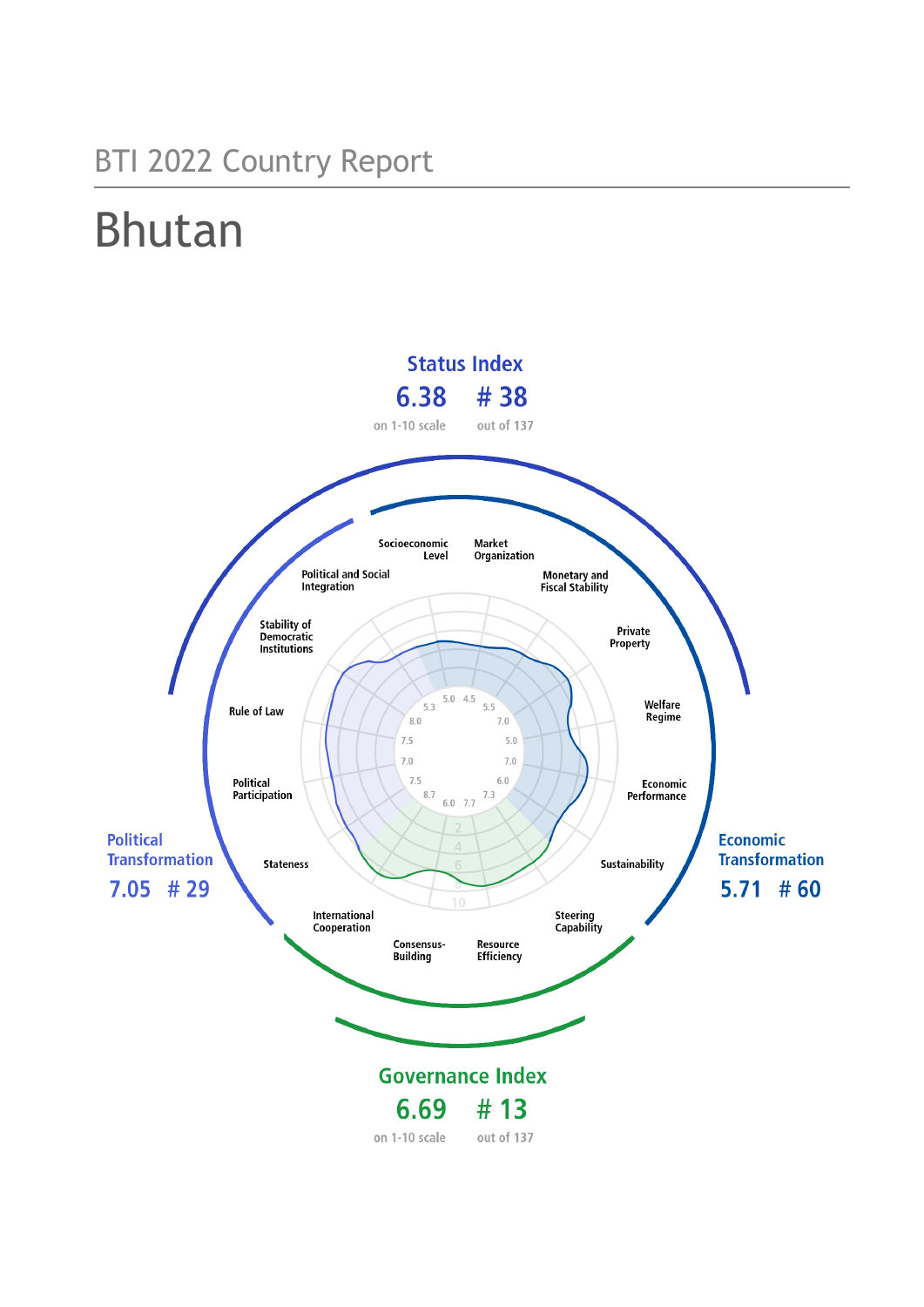BTI 2022 Country Report

# Bhutan

**Status Index**
**6.38** on 1-10 scale
**# 38** out of 137

**Political Transformation**
**7.05 # 29**

**Economic Transformation**
**5.71 # 60**

**Governance Index**
**6.69** on 1-10 scale
**# 13** out of 137

| Criterion | Score |
|---|---|
| Stateness | 8.7 |
| Political Participation | 7.5 |
| Rule of Law | 7.0 |
| Stability of Democratic Institutions | 7.5 |
| Political and Social Integration | 8.0 |
| Socioeconomic Level | 5.3 |
| Market Organization | 5.0 |
| Monetary and Fiscal Stability | 4.5 |
| Private Property | 5.5 |
| Welfare Regime | 7.0 |
| Economic Performance | 5.0 |
| Sustainability | 7.0 |
| Steering Capability | 6.0 |
| Resource Efficiency | 7.3 |
| Consensus-Building | 7.7 |
| International Cooperation | 6.0 |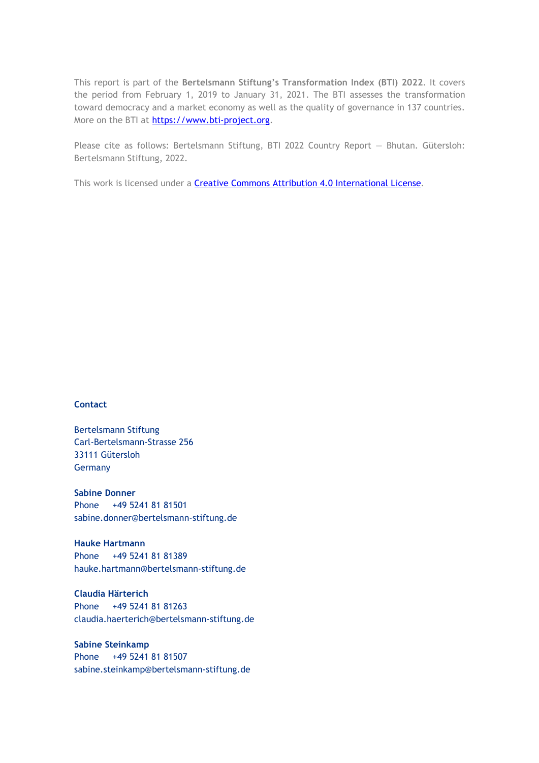This report is part of the **Bertelsmann Stiftung's Transformation Index (BTI) 2022**. It covers the period from February 1, 2019 to January 31, 2021. The BTI assesses the transformation toward democracy and a market economy as well as the quality of governance in 137 countries. More on the BTI at [https://www.bti-project.org](https://www.bti-project.org).

Please cite as follows: Bertelsmann Stiftung, BTI 2022 Country Report — Bhutan. Gütersloh: Bertelsmann Stiftung, 2022.

This work is licensed under a [Creative Commons Attribution 4.0 International License](https://creativecommons.org/licenses/by/4.0/).

**Contact**

Bertelsmann Stiftung
Carl-Bertelsmann-Strasse 256
33111 Gütersloh
Germany

**Sabine Donner**
Phone +49 5241 81 81501
sabine.donner@bertelsmann-stiftung.de

**Hauke Hartmann**
Phone +49 5241 81 81389
hauke.hartmann@bertelsmann-stiftung.de

**Claudia Härterich**
Phone +49 5241 81 81263
claudia.haerterich@bertelsmann-stiftung.de

**Sabine Steinkamp**
Phone +49 5241 81 81507
sabine.steinkamp@bertelsmann-stiftung.de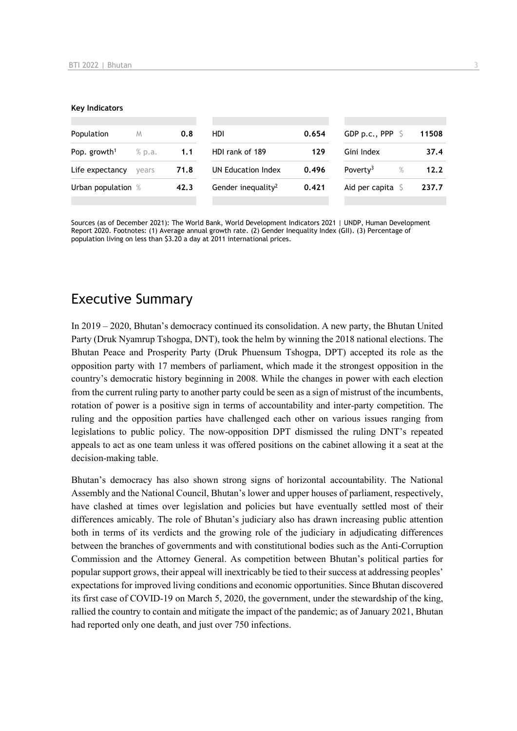**Key Indicators**

| | | | | | | | |
|---|---|---|---|---|---|---|---|
| Population | M | 0.8 | HDI | 0.654 | GDP p.c., PPP | $ | 11508 |
| Pop. growth[1] | % p.a. | 1.1 | HDI rank of 189 | 129 | Gini Index | | 37.4 |
| Life expectancy | years | 71.8 | UN Education Index | 0.496 | Poverty[3] | % | 12.2 |
| Urban population | % | 42.3 | Gender inequality[2] | 0.421 | Aid per capita | $ | 237.7 |

Sources (as of December 2021): The World Bank, World Development Indicators 2021 | UNDP, Human Development Report 2020. Footnotes: (1) Average annual growth rate. (2) Gender Inequality Index (GII). (3) Percentage of population living on less than $3.20 a day at 2011 international prices.

# Executive Summary

In 2019 – 2020, Bhutan's democracy continued its consolidation. A new party, the Bhutan United Party (Druk Nyamrup Tshogpa, DNT), took the helm by winning the 2018 national elections. The Bhutan Peace and Prosperity Party (Druk Phuensum Tshogpa, DPT) accepted its role as the opposition party with 17 members of parliament, which made it the strongest opposition in the country's democratic history beginning in 2008. While the changes in power with each election from the current ruling party to another party could be seen as a sign of mistrust of the incumbents, rotation of power is a positive sign in terms of accountability and inter-party competition. The ruling and the opposition parties have challenged each other on various issues ranging from legislations to public policy. The now-opposition DPT dismissed the ruling DNT's repeated appeals to act as one team unless it was offered positions on the cabinet allowing it a seat at the decision-making table.

Bhutan's democracy has also shown strong signs of horizontal accountability. The National Assembly and the National Council, Bhutan's lower and upper houses of parliament, respectively, have clashed at times over legislation and policies but have eventually settled most of their differences amicably. The role of Bhutan's judiciary also has drawn increasing public attention both in terms of its verdicts and the growing role of the judiciary in adjudicating differences between the branches of governments and with constitutional bodies such as the Anti-Corruption Commission and the Attorney General. As competition between Bhutan's political parties for popular support grows, their appeal will inextricably be tied to their success at addressing peoples' expectations for improved living conditions and economic opportunities. Since Bhutan discovered its first case of COVID-19 on March 5, 2020, the government, under the stewardship of the king, rallied the country to contain and mitigate the impact of the pandemic; as of January 2021, Bhutan had reported only one death, and just over 750 infections.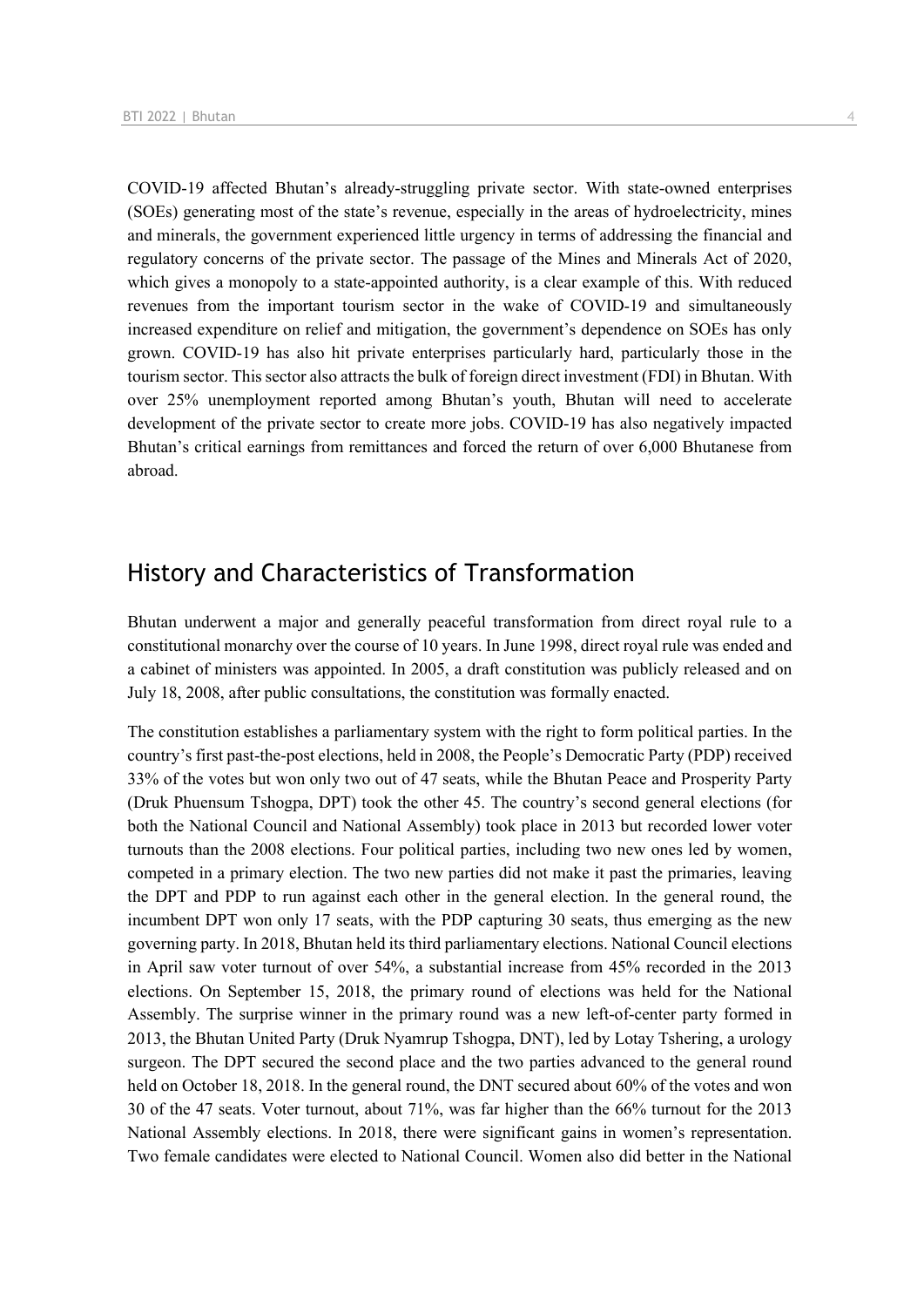COVID-19 affected Bhutan's already-struggling private sector. With state-owned enterprises (SOEs) generating most of the state's revenue, especially in the areas of hydroelectricity, mines and minerals, the government experienced little urgency in terms of addressing the financial and regulatory concerns of the private sector. The passage of the Mines and Minerals Act of 2020, which gives a monopoly to a state-appointed authority, is a clear example of this. With reduced revenues from the important tourism sector in the wake of COVID-19 and simultaneously increased expenditure on relief and mitigation, the government's dependence on SOEs has only grown. COVID-19 has also hit private enterprises particularly hard, particularly those in the tourism sector. This sector also attracts the bulk of foreign direct investment (FDI) in Bhutan. With over 25% unemployment reported among Bhutan's youth, Bhutan will need to accelerate development of the private sector to create more jobs. COVID-19 has also negatively impacted Bhutan's critical earnings from remittances and forced the return of over 6,000 Bhutanese from abroad.

## History and Characteristics of Transformation

Bhutan underwent a major and generally peaceful transformation from direct royal rule to a constitutional monarchy over the course of 10 years. In June 1998, direct royal rule was ended and a cabinet of ministers was appointed. In 2005, a draft constitution was publicly released and on July 18, 2008, after public consultations, the constitution was formally enacted.

The constitution establishes a parliamentary system with the right to form political parties. In the country's first past-the-post elections, held in 2008, the People's Democratic Party (PDP) received 33% of the votes but won only two out of 47 seats, while the Bhutan Peace and Prosperity Party (Druk Phuensum Tshogpa, DPT) took the other 45. The country's second general elections (for both the National Council and National Assembly) took place in 2013 but recorded lower voter turnouts than the 2008 elections. Four political parties, including two new ones led by women, competed in a primary election. The two new parties did not make it past the primaries, leaving the DPT and PDP to run against each other in the general election. In the general round, the incumbent DPT won only 17 seats, with the PDP capturing 30 seats, thus emerging as the new governing party. In 2018, Bhutan held its third parliamentary elections. National Council elections in April saw voter turnout of over 54%, a substantial increase from 45% recorded in the 2013 elections. On September 15, 2018, the primary round of elections was held for the National Assembly. The surprise winner in the primary round was a new left-of-center party formed in 2013, the Bhutan United Party (Druk Nyamrup Tshogpa, DNT), led by Lotay Tshering, a urology surgeon. The DPT secured the second place and the two parties advanced to the general round held on October 18, 2018. In the general round, the DNT secured about 60% of the votes and won 30 of the 47 seats. Voter turnout, about 71%, was far higher than the 66% turnout for the 2013 National Assembly elections. In 2018, there were significant gains in women's representation. Two female candidates were elected to National Council. Women also did better in the National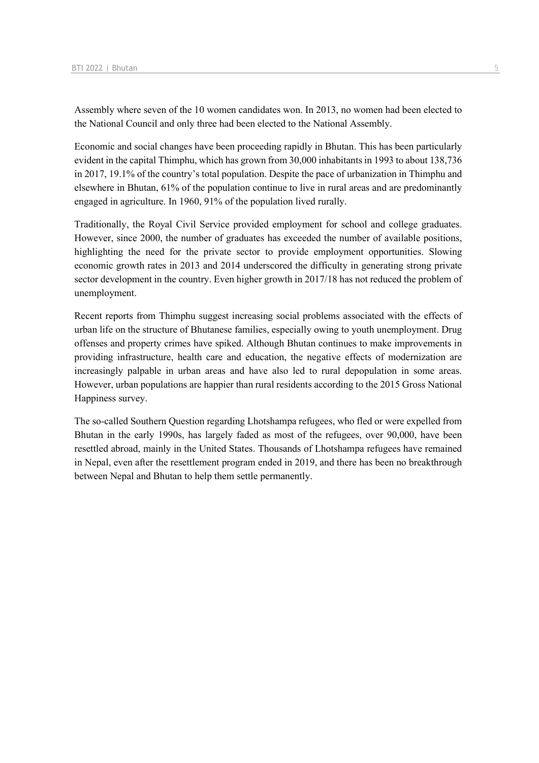Assembly where seven of the 10 women candidates won. In 2013, no women had been elected to the National Council and only three had been elected to the National Assembly.

Economic and social changes have been proceeding rapidly in Bhutan. This has been particularly evident in the capital Thimphu, which has grown from 30,000 inhabitants in 1993 to about 138,736 in 2017, 19.1% of the country's total population. Despite the pace of urbanization in Thimphu and elsewhere in Bhutan, 61% of the population continue to live in rural areas and are predominantly engaged in agriculture. In 1960, 91% of the population lived rurally.

Traditionally, the Royal Civil Service provided employment for school and college graduates. However, since 2000, the number of graduates has exceeded the number of available positions, highlighting the need for the private sector to provide employment opportunities. Slowing economic growth rates in 2013 and 2014 underscored the difficulty in generating strong private sector development in the country. Even higher growth in 2017/18 has not reduced the problem of unemployment.

Recent reports from Thimphu suggest increasing social problems associated with the effects of urban life on the structure of Bhutanese families, especially owing to youth unemployment. Drug offenses and property crimes have spiked. Although Bhutan continues to make improvements in providing infrastructure, health care and education, the negative effects of modernization are increasingly palpable in urban areas and have also led to rural depopulation in some areas. However, urban populations are happier than rural residents according to the 2015 Gross National Happiness survey.

The so-called Southern Question regarding Lhotshampa refugees, who fled or were expelled from Bhutan in the early 1990s, has largely faded as most of the refugees, over 90,000, have been resettled abroad, mainly in the United States. Thousands of Lhotshampa refugees have remained in Nepal, even after the resettlement program ended in 2019, and there has been no breakthrough between Nepal and Bhutan to help them settle permanently.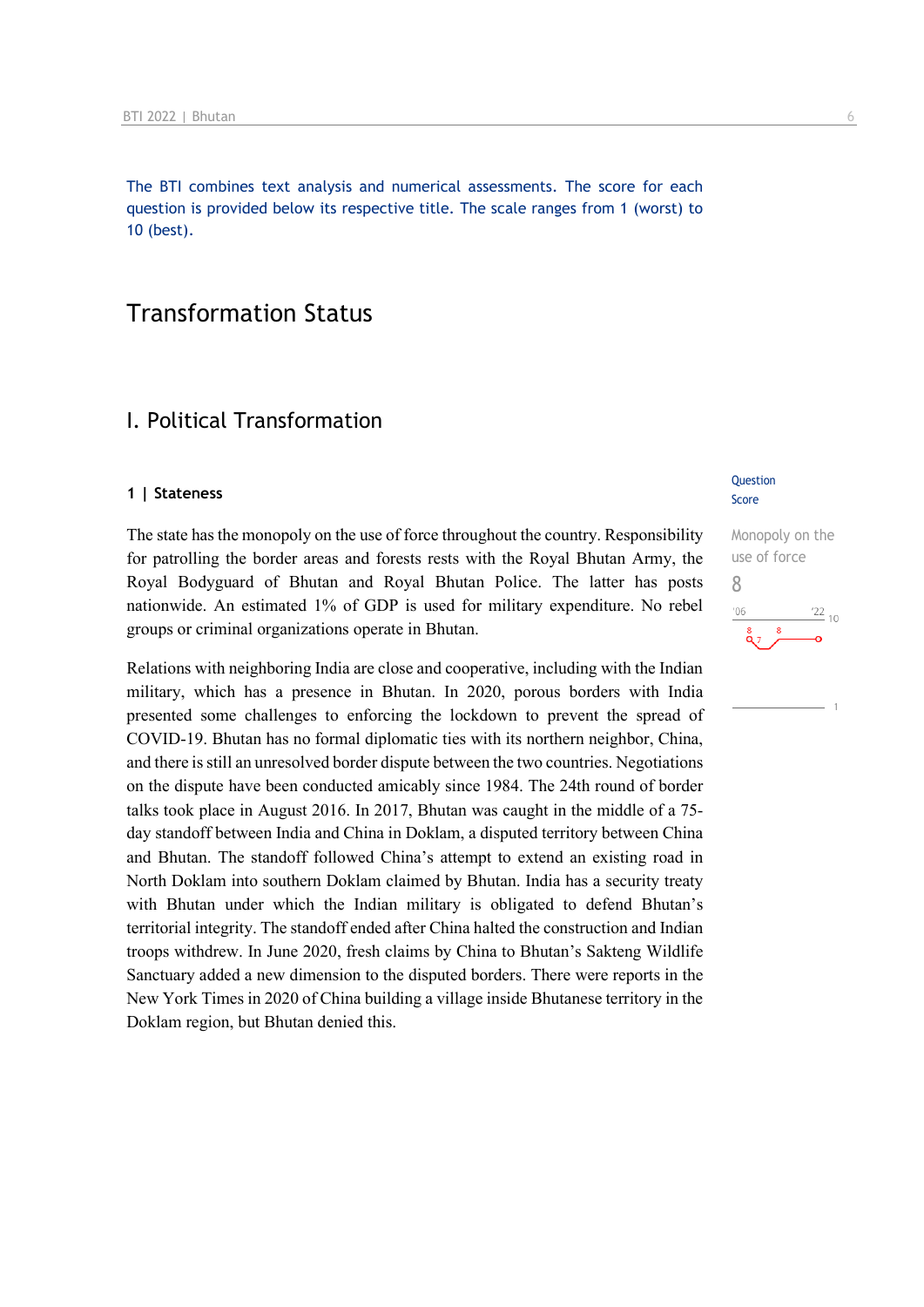The BTI combines text analysis and numerical assessments. The score for each question is provided below its respective title. The scale ranges from 1 (worst) to 10 (best).

# Transformation Status

## I. Political Transformation

### 1 | Stateness

Question Score

Monopoly on the use of force
8

The state has the monopoly on the use of force throughout the country. Responsibility for patrolling the border areas and forests rests with the Royal Bhutan Army, the Royal Bodyguard of Bhutan and Royal Bhutan Police. The latter has posts nationwide. An estimated 1% of GDP is used for military expenditure. No rebel groups or criminal organizations operate in Bhutan.

Relations with neighboring India are close and cooperative, including with the Indian military, which has a presence in Bhutan. In 2020, porous borders with India presented some challenges to enforcing the lockdown to prevent the spread of COVID-19. Bhutan has no formal diplomatic ties with its northern neighbor, China, and there is still an unresolved border dispute between the two countries. Negotiations on the dispute have been conducted amicably since 1984. The 24th round of border talks took place in August 2016. In 2017, Bhutan was caught in the middle of a 75-day standoff between India and China in Doklam, a disputed territory between China and Bhutan. The standoff followed China's attempt to extend an existing road in North Doklam into southern Doklam claimed by Bhutan. India has a security treaty with Bhutan under which the Indian military is obligated to defend Bhutan's territorial integrity. The standoff ended after China halted the construction and Indian troops withdrew. In June 2020, fresh claims by China to Bhutan's Sakteng Wildlife Sanctuary added a new dimension to the disputed borders. There were reports in the New York Times in 2020 of China building a village inside Bhutanese territory in the Doklam region, but Bhutan denied this.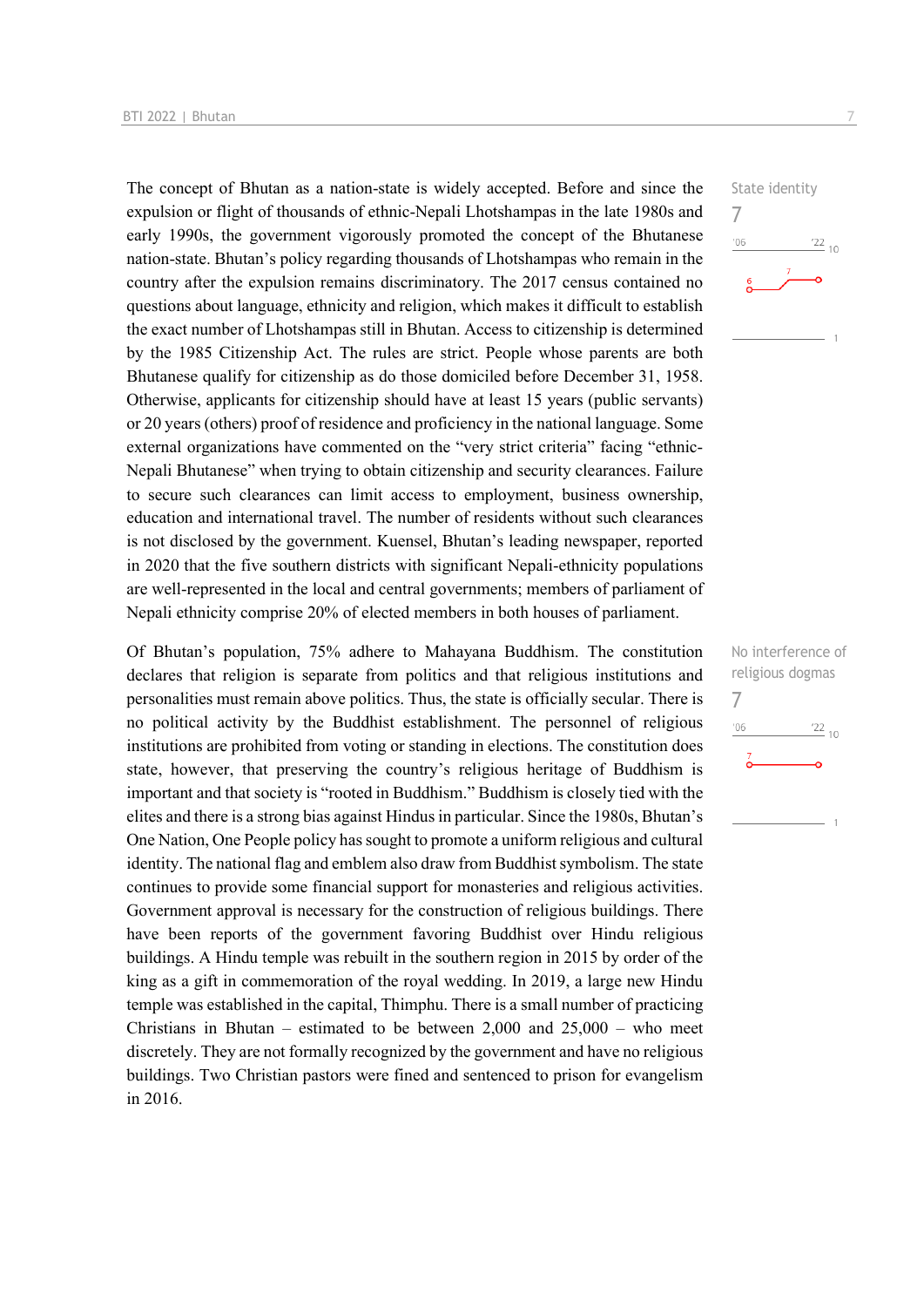The concept of Bhutan as a nation-state is widely accepted. Before and since the expulsion or flight of thousands of ethnic-Nepali Lhotshampas in the late 1980s and early 1990s, the government vigorously promoted the concept of the Bhutanese nation-state. Bhutan's policy regarding thousands of Lhotshampas who remain in the country after the expulsion remains discriminatory. The 2017 census contained no questions about language, ethnicity and religion, which makes it difficult to establish the exact number of Lhotshampas still in Bhutan. Access to citizenship is determined by the 1985 Citizenship Act. The rules are strict. People whose parents are both Bhutanese qualify for citizenship as do those domiciled before December 31, 1958. Otherwise, applicants for citizenship should have at least 15 years (public servants) or 20 years (others) proof of residence and proficiency in the national language. Some external organizations have commented on the "very strict criteria" facing "ethnic-Nepali Bhutanese" when trying to obtain citizenship and security clearances. Failure to secure such clearances can limit access to employment, business ownership, education and international travel. The number of residents without such clearances is not disclosed by the government. Kuensel, Bhutan's leading newspaper, reported in 2020 that the five southern districts with significant Nepali-ethnicity populations are well-represented in the local and central governments; members of parliament of Nepali ethnicity comprise 20% of elected members in both houses of parliament.

State identity
7

Of Bhutan's population, 75% adhere to Mahayana Buddhism. The constitution declares that religion is separate from politics and that religious institutions and personalities must remain above politics. Thus, the state is officially secular. There is no political activity by the Buddhist establishment. The personnel of religious institutions are prohibited from voting or standing in elections. The constitution does state, however, that preserving the country's religious heritage of Buddhism is important and that society is "rooted in Buddhism." Buddhism is closely tied with the elites and there is a strong bias against Hindus in particular. Since the 1980s, Bhutan's One Nation, One People policy has sought to promote a uniform religious and cultural identity. The national flag and emblem also draw from Buddhist symbolism. The state continues to provide some financial support for monasteries and religious activities. Government approval is necessary for the construction of religious buildings. There have been reports of the government favoring Buddhist over Hindu religious buildings. A Hindu temple was rebuilt in the southern region in 2015 by order of the king as a gift in commemoration of the royal wedding. In 2019, a large new Hindu temple was established in the capital, Thimphu. There is a small number of practicing Christians in Bhutan – estimated to be between 2,000 and 25,000 – who meet discretely. They are not formally recognized by the government and have no religious buildings. Two Christian pastors were fined and sentenced to prison for evangelism in 2016.

No interference of religious dogmas
7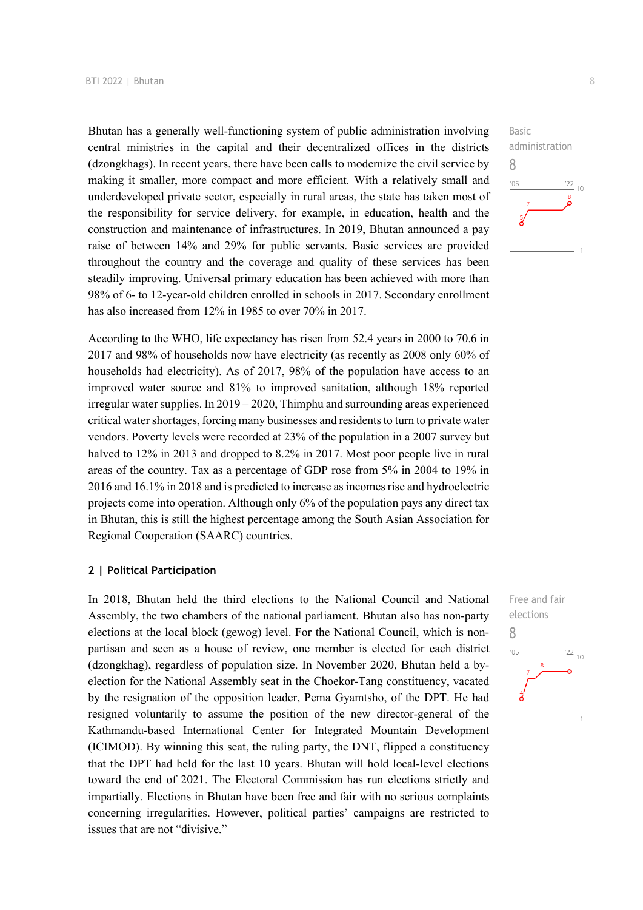Bhutan has a generally well-functioning system of public administration involving central ministries in the capital and their decentralized offices in the districts (dzongkhags). In recent years, there have been calls to modernize the civil service by making it smaller, more compact and more efficient. With a relatively small and underdeveloped private sector, especially in rural areas, the state has taken most of the responsibility for service delivery, for example, in education, health and the construction and maintenance of infrastructures. In 2019, Bhutan announced a pay raise of between 14% and 29% for public servants. Basic services are provided throughout the country and the coverage and quality of these services has been steadily improving. Universal primary education has been achieved with more than 98% of 6- to 12-year-old children enrolled in schools in 2017. Secondary enrollment has also increased from 12% in 1985 to over 70% in 2017.

Basic administration
8

According to the WHO, life expectancy has risen from 52.4 years in 2000 to 70.6 in 2017 and 98% of households now have electricity (as recently as 2008 only 60% of households had electricity). As of 2017, 98% of the population have access to an improved water source and 81% to improved sanitation, although 18% reported irregular water supplies. In 2019 – 2020, Thimphu and surrounding areas experienced critical water shortages, forcing many businesses and residents to turn to private water vendors. Poverty levels were recorded at 23% of the population in a 2007 survey but halved to 12% in 2013 and dropped to 8.2% in 2017. Most poor people live in rural areas of the country. Tax as a percentage of GDP rose from 5% in 2004 to 19% in 2016 and 16.1% in 2018 and is predicted to increase as incomes rise and hydroelectric projects come into operation. Although only 6% of the population pays any direct tax in Bhutan, this is still the highest percentage among the South Asian Association for Regional Cooperation (SAARC) countries.

## 2 | Political Participation

In 2018, Bhutan held the third elections to the National Council and National Assembly, the two chambers of the national parliament. Bhutan also has non-party elections at the local block (gewog) level. For the National Council, which is non-partisan and seen as a house of review, one member is elected for each district (dzongkhag), regardless of population size. In November 2020, Bhutan held a by-election for the National Assembly seat in the Choekor-Tang constituency, vacated by the resignation of the opposition leader, Pema Gyamtsho, of the DPT. He had resigned voluntarily to assume the position of the new director-general of the Kathmandu-based International Center for Integrated Mountain Development (ICIMOD). By winning this seat, the ruling party, the DNT, flipped a constituency that the DPT had held for the last 10 years. Bhutan will hold local-level elections toward the end of 2021. The Electoral Commission has run elections strictly and impartially. Elections in Bhutan have been free and fair with no serious complaints concerning irregularities. However, political parties' campaigns are restricted to issues that are not "divisive."

Free and fair elections
8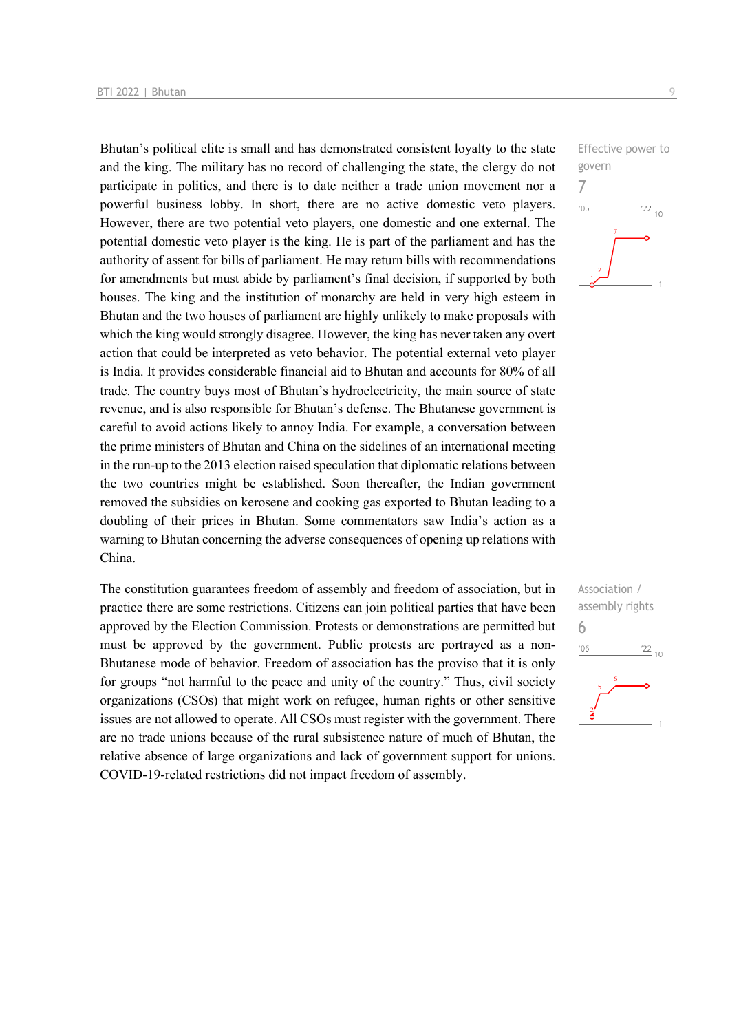Bhutan's political elite is small and has demonstrated consistent loyalty to the state and the king. The military has no record of challenging the state, the clergy do not participate in politics, and there is to date neither a trade union movement nor a powerful business lobby. In short, there are no active domestic veto players. However, there are two potential veto players, one domestic and one external. The potential domestic veto player is the king. He is part of the parliament and has the authority of assent for bills of parliament. He may return bills with recommendations for amendments but must abide by parliament's final decision, if supported by both houses. The king and the institution of monarchy are held in very high esteem in Bhutan and the two houses of parliament are highly unlikely to make proposals with which the king would strongly disagree. However, the king has never taken any overt action that could be interpreted as veto behavior. The potential external veto player is India. It provides considerable financial aid to Bhutan and accounts for 80% of all trade. The country buys most of Bhutan's hydroelectricity, the main source of state revenue, and is also responsible for Bhutan's defense. The Bhutanese government is careful to avoid actions likely to annoy India. For example, a conversation between the prime ministers of Bhutan and China on the sidelines of an international meeting in the run-up to the 2013 election raised speculation that diplomatic relations between the two countries might be established. Soon thereafter, the Indian government removed the subsidies on kerosene and cooking gas exported to Bhutan leading to a doubling of their prices in Bhutan. Some commentators saw India's action as a warning to Bhutan concerning the adverse consequences of opening up relations with China.

Effective power to govern
7

The constitution guarantees freedom of assembly and freedom of association, but in practice there are some restrictions. Citizens can join political parties that have been approved by the Election Commission. Protests or demonstrations are permitted but must be approved by the government. Public protests are portrayed as a non-Bhutanese mode of behavior. Freedom of association has the proviso that it is only for groups "not harmful to the peace and unity of the country." Thus, civil society organizations (CSOs) that might work on refugee, human rights or other sensitive issues are not allowed to operate. All CSOs must register with the government. There are no trade unions because of the rural subsistence nature of much of Bhutan, the relative absence of large organizations and lack of government support for unions. COVID-19-related restrictions did not impact freedom of assembly.

Association / assembly rights
6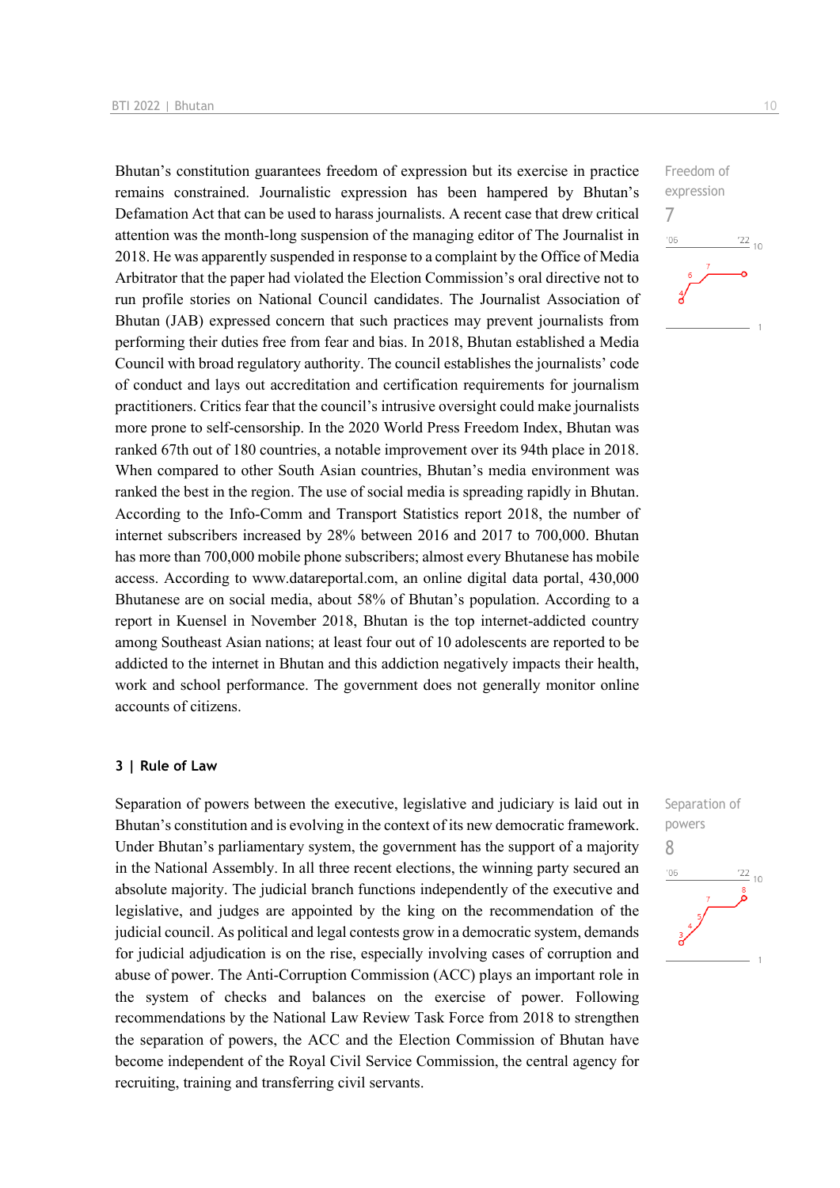Freedom of expression
7

Bhutan's constitution guarantees freedom of expression but its exercise in practice remains constrained. Journalistic expression has been hampered by Bhutan's Defamation Act that can be used to harass journalists. A recent case that drew critical attention was the month-long suspension of the managing editor of The Journalist in 2018. He was apparently suspended in response to a complaint by the Office of Media Arbitrator that the paper had violated the Election Commission's oral directive not to run profile stories on National Council candidates. The Journalist Association of Bhutan (JAB) expressed concern that such practices may prevent journalists from performing their duties free from fear and bias. In 2018, Bhutan established a Media Council with broad regulatory authority. The council establishes the journalists' code of conduct and lays out accreditation and certification requirements for journalism practitioners. Critics fear that the council's intrusive oversight could make journalists more prone to self-censorship. In the 2020 World Press Freedom Index, Bhutan was ranked 67th out of 180 countries, a notable improvement over its 94th place in 2018. When compared to other South Asian countries, Bhutan's media environment was ranked the best in the region. The use of social media is spreading rapidly in Bhutan. According to the Info-Comm and Transport Statistics report 2018, the number of internet subscribers increased by 28% between 2016 and 2017 to 700,000. Bhutan has more than 700,000 mobile phone subscribers; almost every Bhutanese has mobile access. According to www.datareportal.com, an online digital data portal, 430,000 Bhutanese are on social media, about 58% of Bhutan's population. According to a report in Kuensel in November 2018, Bhutan is the top internet-addicted country among Southeast Asian nations; at least four out of 10 adolescents are reported to be addicted to the internet in Bhutan and this addiction negatively impacts their health, work and school performance. The government does not generally monitor online accounts of citizens.

## 3 | Rule of Law

Separation of powers
8

Separation of powers between the executive, legislative and judiciary is laid out in Bhutan's constitution and is evolving in the context of its new democratic framework. Under Bhutan's parliamentary system, the government has the support of a majority in the National Assembly. In all three recent elections, the winning party secured an absolute majority. The judicial branch functions independently of the executive and legislative, and judges are appointed by the king on the recommendation of the judicial council. As political and legal contests grow in a democratic system, demands for judicial adjudication is on the rise, especially involving cases of corruption and abuse of power. The Anti-Corruption Commission (ACC) plays an important role in the system of checks and balances on the exercise of power. Following recommendations by the National Law Review Task Force from 2018 to strengthen the separation of powers, the ACC and the Election Commission of Bhutan have become independent of the Royal Civil Service Commission, the central agency for recruiting, training and transferring civil servants.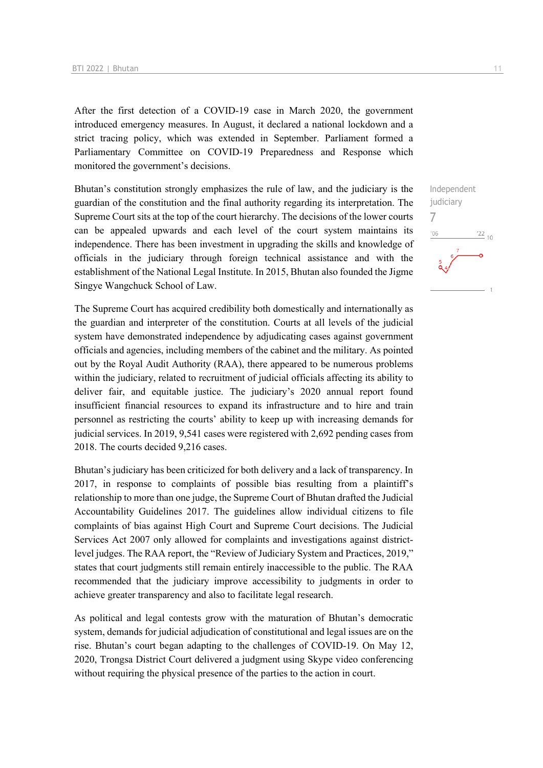After the first detection of a COVID-19 case in March 2020, the government introduced emergency measures. In August, it declared a national lockdown and a strict tracing policy, which was extended in September. Parliament formed a Parliamentary Committee on COVID-19 Preparedness and Response which monitored the government's decisions.

Independent judiciary

7

Bhutan's constitution strongly emphasizes the rule of law, and the judiciary is the guardian of the constitution and the final authority regarding its interpretation. The Supreme Court sits at the top of the court hierarchy. The decisions of the lower courts can be appealed upwards and each level of the court system maintains its independence. There has been investment in upgrading the skills and knowledge of officials in the judiciary through foreign technical assistance and with the establishment of the National Legal Institute. In 2015, Bhutan also founded the Jigme Singye Wangchuck School of Law.

The Supreme Court has acquired credibility both domestically and internationally as the guardian and interpreter of the constitution. Courts at all levels of the judicial system have demonstrated independence by adjudicating cases against government officials and agencies, including members of the cabinet and the military. As pointed out by the Royal Audit Authority (RAA), there appeared to be numerous problems within the judiciary, related to recruitment of judicial officials affecting its ability to deliver fair, and equitable justice. The judiciary's 2020 annual report found insufficient financial resources to expand its infrastructure and to hire and train personnel as restricting the courts' ability to keep up with increasing demands for judicial services. In 2019, 9,541 cases were registered with 2,692 pending cases from 2018. The courts decided 9,216 cases.

Bhutan's judiciary has been criticized for both delivery and a lack of transparency. In 2017, in response to complaints of possible bias resulting from a plaintiff's relationship to more than one judge, the Supreme Court of Bhutan drafted the Judicial Accountability Guidelines 2017. The guidelines allow individual citizens to file complaints of bias against High Court and Supreme Court decisions. The Judicial Services Act 2007 only allowed for complaints and investigations against district-level judges. The RAA report, the "Review of Judiciary System and Practices, 2019," states that court judgments still remain entirely inaccessible to the public. The RAA recommended that the judiciary improve accessibility to judgments in order to achieve greater transparency and also to facilitate legal research.

As political and legal contests grow with the maturation of Bhutan's democratic system, demands for judicial adjudication of constitutional and legal issues are on the rise. Bhutan's court began adapting to the challenges of COVID-19. On May 12, 2020, Trongsa District Court delivered a judgment using Skype video conferencing without requiring the physical presence of the parties to the action in court.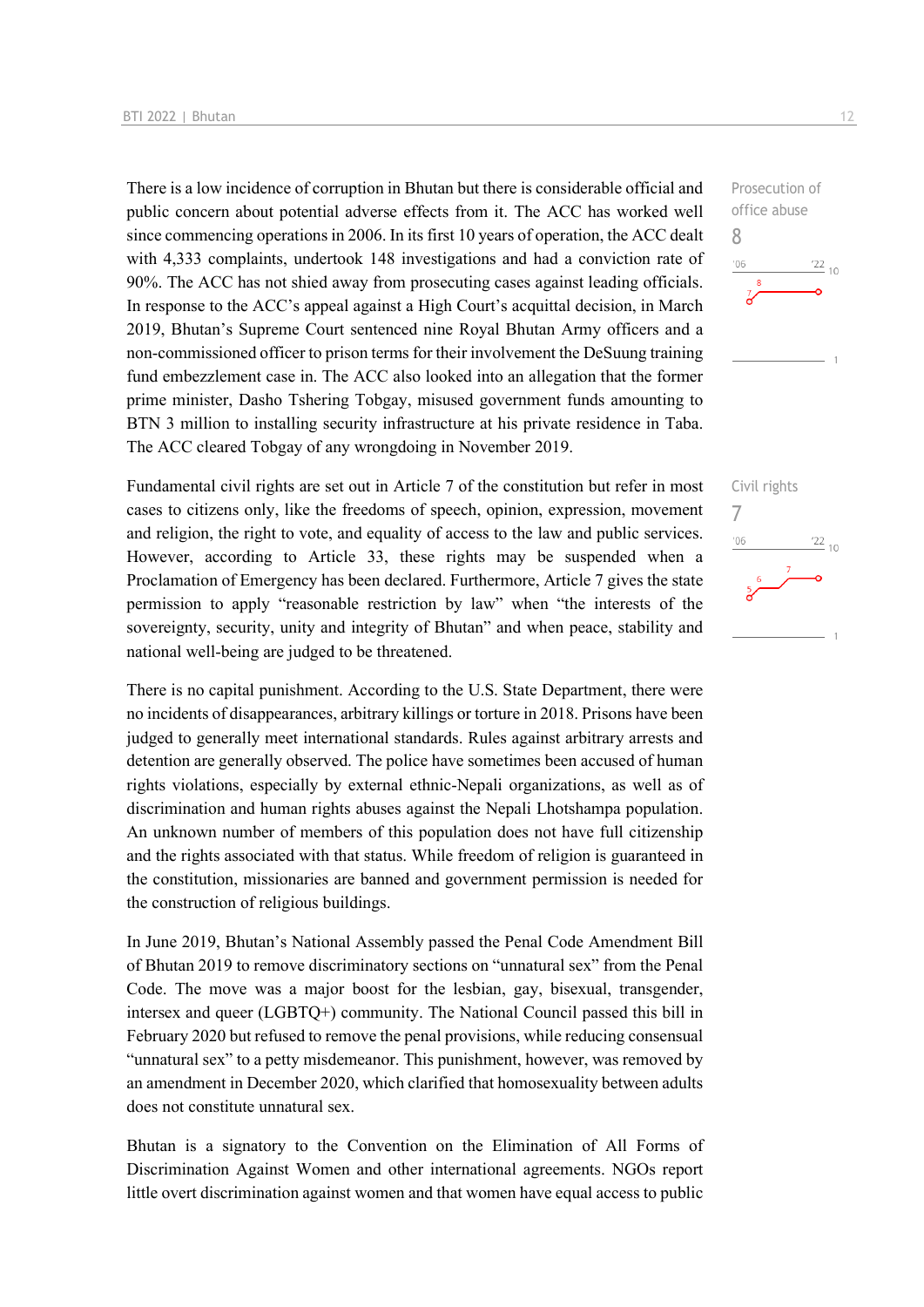There is a low incidence of corruption in Bhutan but there is considerable official and public concern about potential adverse effects from it. The ACC has worked well since commencing operations in 2006. In its first 10 years of operation, the ACC dealt with 4,333 complaints, undertook 148 investigations and had a conviction rate of 90%. The ACC has not shied away from prosecuting cases against leading officials. In response to the ACC's appeal against a High Court's acquittal decision, in March 2019, Bhutan's Supreme Court sentenced nine Royal Bhutan Army officers and a non-commissioned officer to prison terms for their involvement the DeSuung training fund embezzlement case in. The ACC also looked into an allegation that the former prime minister, Dasho Tshering Tobgay, misused government funds amounting to BTN 3 million to installing security infrastructure at his private residence in Taba. The ACC cleared Tobgay of any wrongdoing in November 2019.

Prosecution of office abuse
8

Fundamental civil rights are set out in Article 7 of the constitution but refer in most cases to citizens only, like the freedoms of speech, opinion, expression, movement and religion, the right to vote, and equality of access to the law and public services. However, according to Article 33, these rights may be suspended when a Proclamation of Emergency has been declared. Furthermore, Article 7 gives the state permission to apply "reasonable restriction by law" when "the interests of the sovereignty, security, unity and integrity of Bhutan" and when peace, stability and national well-being are judged to be threatened.

Civil rights
7

There is no capital punishment. According to the U.S. State Department, there were no incidents of disappearances, arbitrary killings or torture in 2018. Prisons have been judged to generally meet international standards. Rules against arbitrary arrests and detention are generally observed. The police have sometimes been accused of human rights violations, especially by external ethnic-Nepali organizations, as well as of discrimination and human rights abuses against the Nepali Lhotshampa population. An unknown number of members of this population does not have full citizenship and the rights associated with that status. While freedom of religion is guaranteed in the constitution, missionaries are banned and government permission is needed for the construction of religious buildings.

In June 2019, Bhutan's National Assembly passed the Penal Code Amendment Bill of Bhutan 2019 to remove discriminatory sections on "unnatural sex" from the Penal Code. The move was a major boost for the lesbian, gay, bisexual, transgender, intersex and queer (LGBTQ+) community. The National Council passed this bill in February 2020 but refused to remove the penal provisions, while reducing consensual "unnatural sex" to a petty misdemeanor. This punishment, however, was removed by an amendment in December 2020, which clarified that homosexuality between adults does not constitute unnatural sex.

Bhutan is a signatory to the Convention on the Elimination of All Forms of Discrimination Against Women and other international agreements. NGOs report little overt discrimination against women and that women have equal access to public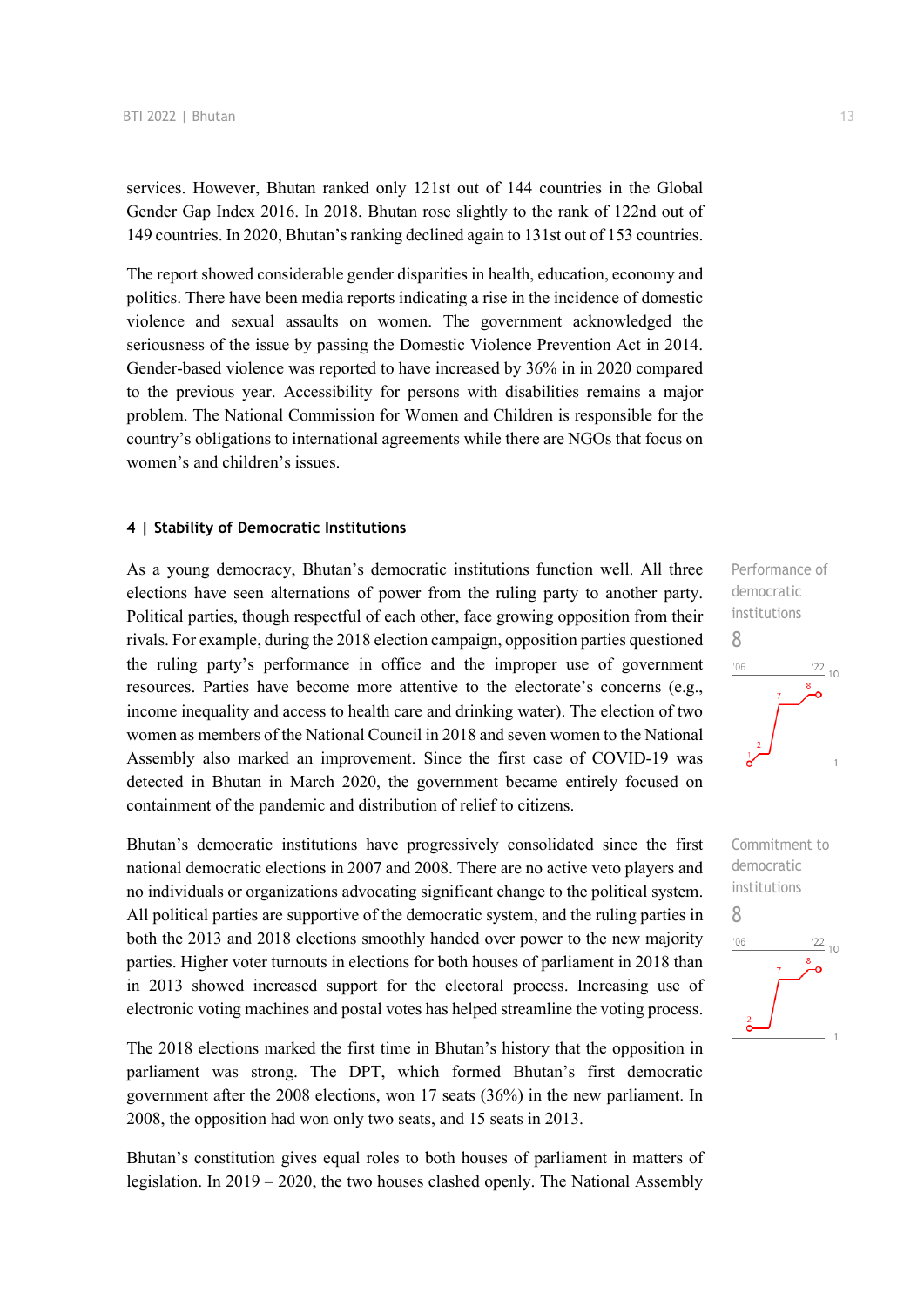services. However, Bhutan ranked only 121st out of 144 countries in the Global Gender Gap Index 2016. In 2018, Bhutan rose slightly to the rank of 122nd out of 149 countries. In 2020, Bhutan's ranking declined again to 131st out of 153 countries.

The report showed considerable gender disparities in health, education, economy and politics. There have been media reports indicating a rise in the incidence of domestic violence and sexual assaults on women. The government acknowledged the seriousness of the issue by passing the Domestic Violence Prevention Act in 2014. Gender-based violence was reported to have increased by 36% in in 2020 compared to the previous year. Accessibility for persons with disabilities remains a major problem. The National Commission for Women and Children is responsible for the country's obligations to international agreements while there are NGOs that focus on women's and children's issues.

### 4 | Stability of Democratic Institutions

Performance of democratic institutions

8

As a young democracy, Bhutan's democratic institutions function well. All three elections have seen alternations of power from the ruling party to another party. Political parties, though respectful of each other, face growing opposition from their rivals. For example, during the 2018 election campaign, opposition parties questioned the ruling party's performance in office and the improper use of government resources. Parties have become more attentive to the electorate's concerns (e.g., income inequality and access to health care and drinking water). The election of two women as members of the National Council in 2018 and seven women to the National Assembly also marked an improvement. Since the first case of COVID-19 was detected in Bhutan in March 2020, the government became entirely focused on containment of the pandemic and distribution of relief to citizens.

Commitment to democratic institutions

8

Bhutan's democratic institutions have progressively consolidated since the first national democratic elections in 2007 and 2008. There are no active veto players and no individuals or organizations advocating significant change to the political system. All political parties are supportive of the democratic system, and the ruling parties in both the 2013 and 2018 elections smoothly handed over power to the new majority parties. Higher voter turnouts in elections for both houses of parliament in 2018 than in 2013 showed increased support for the electoral process. Increasing use of electronic voting machines and postal votes has helped streamline the voting process.

The 2018 elections marked the first time in Bhutan's history that the opposition in parliament was strong. The DPT, which formed Bhutan's first democratic government after the 2008 elections, won 17 seats (36%) in the new parliament. In 2008, the opposition had won only two seats, and 15 seats in 2013.

Bhutan's constitution gives equal roles to both houses of parliament in matters of legislation. In 2019 – 2020, the two houses clashed openly. The National Assembly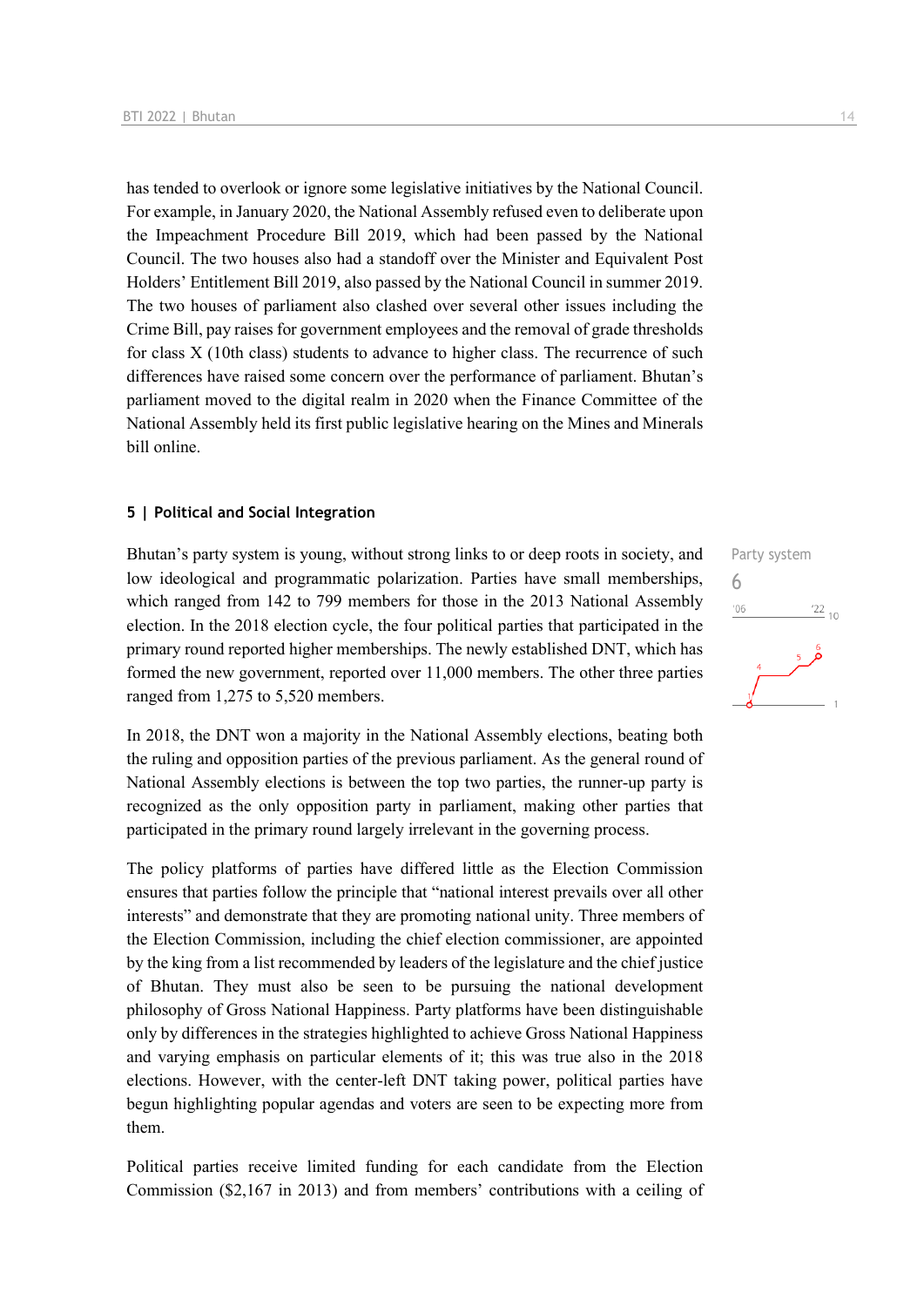has tended to overlook or ignore some legislative initiatives by the National Council. For example, in January 2020, the National Assembly refused even to deliberate upon the Impeachment Procedure Bill 2019, which had been passed by the National Council. The two houses also had a standoff over the Minister and Equivalent Post Holders' Entitlement Bill 2019, also passed by the National Council in summer 2019. The two houses of parliament also clashed over several other issues including the Crime Bill, pay raises for government employees and the removal of grade thresholds for class X (10th class) students to advance to higher class. The recurrence of such differences have raised some concern over the performance of parliament. Bhutan's parliament moved to the digital realm in 2020 when the Finance Committee of the National Assembly held its first public legislative hearing on the Mines and Minerals bill online.

## 5 | Political and Social Integration

Party system

6

Bhutan's party system is young, without strong links to or deep roots in society, and low ideological and programmatic polarization. Parties have small memberships, which ranged from 142 to 799 members for those in the 2013 National Assembly election. In the 2018 election cycle, the four political parties that participated in the primary round reported higher memberships. The newly established DNT, which has formed the new government, reported over 11,000 members. The other three parties ranged from 1,275 to 5,520 members.

In 2018, the DNT won a majority in the National Assembly elections, beating both the ruling and opposition parties of the previous parliament. As the general round of National Assembly elections is between the top two parties, the runner-up party is recognized as the only opposition party in parliament, making other parties that participated in the primary round largely irrelevant in the governing process.

The policy platforms of parties have differed little as the Election Commission ensures that parties follow the principle that "national interest prevails over all other interests" and demonstrate that they are promoting national unity. Three members of the Election Commission, including the chief election commissioner, are appointed by the king from a list recommended by leaders of the legislature and the chief justice of Bhutan. They must also be seen to be pursuing the national development philosophy of Gross National Happiness. Party platforms have been distinguishable only by differences in the strategies highlighted to achieve Gross National Happiness and varying emphasis on particular elements of it; this was true also in the 2018 elections. However, with the center-left DNT taking power, political parties have begun highlighting popular agendas and voters are seen to be expecting more from them.

Political parties receive limited funding for each candidate from the Election Commission ($2,167 in 2013) and from members' contributions with a ceiling of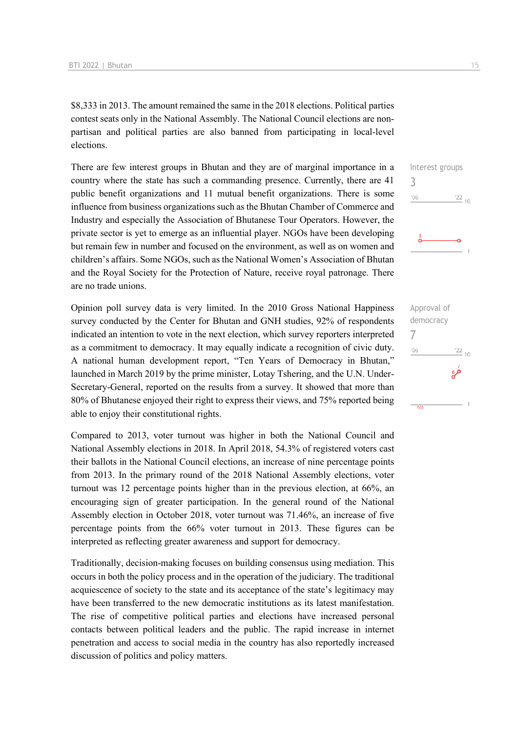$8,333 in 2013. The amount remained the same in the 2018 elections. Political parties contest seats only in the National Assembly. The National Council elections are non-partisan and political parties are also banned from participating in local-level elections.

Interest groups
3

There are few interest groups in Bhutan and they are of marginal importance in a country where the state has such a commanding presence. Currently, there are 41 public benefit organizations and 11 mutual benefit organizations. There is some influence from business organizations such as the Bhutan Chamber of Commerce and Industry and especially the Association of Bhutanese Tour Operators. However, the private sector is yet to emerge as an influential player. NGOs have been developing but remain few in number and focused on the environment, as well as on women and children's affairs. Some NGOs, such as the National Women's Association of Bhutan and the Royal Society for the Protection of Nature, receive royal patronage. There are no trade unions.

Approval of democracy
7

Opinion poll survey data is very limited. In the 2010 Gross National Happiness survey conducted by the Center for Bhutan and GNH studies, 92% of respondents indicated an intention to vote in the next election, which survey reporters interpreted as a commitment to democracy. It may equally indicate a recognition of civic duty. A national human development report, "Ten Years of Democracy in Bhutan," launched in March 2019 by the prime minister, Lotay Tshering, and the U.N. Under-Secretary-General, reported on the results from a survey. It showed that more than 80% of Bhutanese enjoyed their right to express their views, and 75% reported being able to enjoy their constitutional rights.

Compared to 2013, voter turnout was higher in both the National Council and National Assembly elections in 2018. In April 2018, 54.3% of registered voters cast their ballots in the National Council elections, an increase of nine percentage points from 2013. In the primary round of the 2018 National Assembly elections, voter turnout was 12 percentage points higher than in the previous election, at 66%, an encouraging sign of greater participation. In the general round of the National Assembly election in October 2018, voter turnout was 71.46%, an increase of five percentage points from the 66% voter turnout in 2013. These figures can be interpreted as reflecting greater awareness and support for democracy.

Traditionally, decision-making focuses on building consensus using mediation. This occurs in both the policy process and in the operation of the judiciary. The traditional acquiescence of society to the state and its acceptance of the state's legitimacy may have been transferred to the new democratic institutions as its latest manifestation. The rise of competitive political parties and elections have increased personal contacts between political leaders and the public. The rapid increase in internet penetration and access to social media in the country has also reportedly increased discussion of politics and policy matters.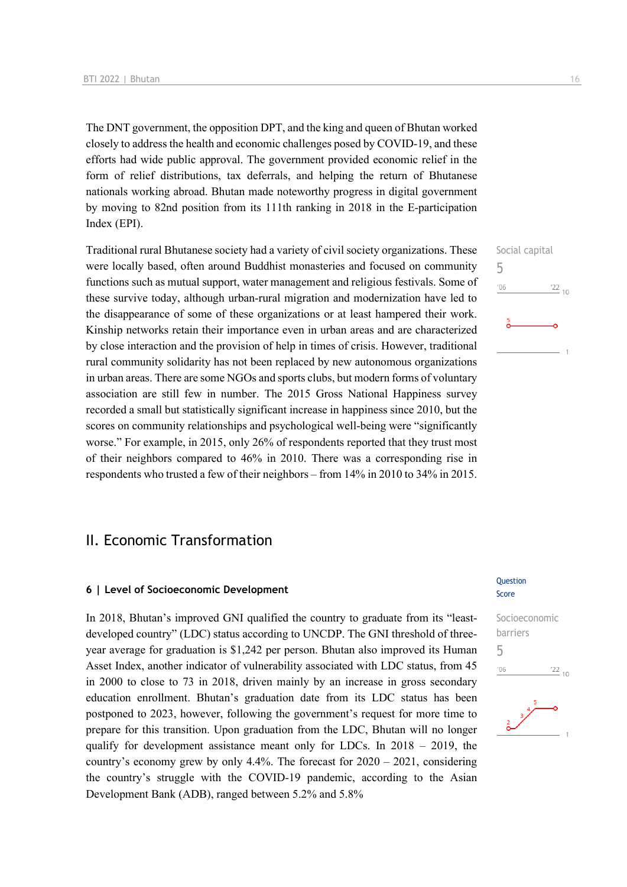The DNT government, the opposition DPT, and the king and queen of Bhutan worked closely to address the health and economic challenges posed by COVID-19, and these efforts had wide public approval. The government provided economic relief in the form of relief distributions, tax deferrals, and helping the return of Bhutanese nationals working abroad. Bhutan made noteworthy progress in digital government by moving to 82nd position from its 111th ranking in 2018 in the E-participation Index (EPI).

Social capital
5

Traditional rural Bhutanese society had a variety of civil society organizations. These were locally based, often around Buddhist monasteries and focused on community functions such as mutual support, water management and religious festivals. Some of these survive today, although urban-rural migration and modernization have led to the disappearance of some of these organizations or at least hampered their work. Kinship networks retain their importance even in urban areas and are characterized by close interaction and the provision of help in times of crisis. However, traditional rural community solidarity has not been replaced by new autonomous organizations in urban areas. There are some NGOs and sports clubs, but modern forms of voluntary association are still few in number. The 2015 Gross National Happiness survey recorded a small but statistically significant increase in happiness since 2010, but the scores on community relationships and psychological well-being were "significantly worse." For example, in 2015, only 26% of respondents reported that they trust most of their neighbors compared to 46% in 2010. There was a corresponding rise in respondents who trusted a few of their neighbors – from 14% in 2010 to 34% in 2015.

## II. Economic Transformation

### 6 | Level of Socioeconomic Development

Question Score

Socioeconomic barriers
5

In 2018, Bhutan's improved GNI qualified the country to graduate from its "least-developed country" (LDC) status according to UNCDP. The GNI threshold of three-year average for graduation is $1,242 per person. Bhutan also improved its Human Asset Index, another indicator of vulnerability associated with LDC status, from 45 in 2000 to close to 73 in 2018, driven mainly by an increase in gross secondary education enrollment. Bhutan's graduation date from its LDC status has been postponed to 2023, however, following the government's request for more time to prepare for this transition. Upon graduation from the LDC, Bhutan will no longer qualify for development assistance meant only for LDCs. In 2018 – 2019, the country's economy grew by only 4.4%. The forecast for 2020 – 2021, considering the country's struggle with the COVID-19 pandemic, according to the Asian Development Bank (ADB), ranged between 5.2% and 5.8%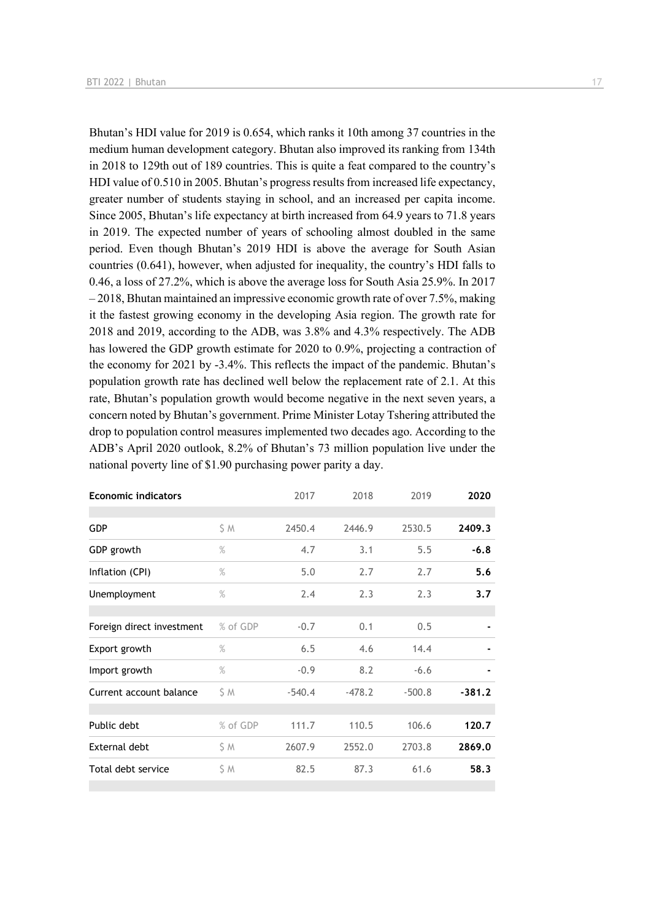Bhutan's HDI value for 2019 is 0.654, which ranks it 10th among 37 countries in the medium human development category. Bhutan also improved its ranking from 134th in 2018 to 129th out of 189 countries. This is quite a feat compared to the country's HDI value of 0.510 in 2005. Bhutan's progress results from increased life expectancy, greater number of students staying in school, and an increased per capita income. Since 2005, Bhutan's life expectancy at birth increased from 64.9 years to 71.8 years in 2019. The expected number of years of schooling almost doubled in the same period. Even though Bhutan's 2019 HDI is above the average for South Asian countries (0.641), however, when adjusted for inequality, the country's HDI falls to 0.46, a loss of 27.2%, which is above the average loss for South Asia 25.9%. In 2017 – 2018, Bhutan maintained an impressive economic growth rate of over 7.5%, making it the fastest growing economy in the developing Asia region. The growth rate for 2018 and 2019, according to the ADB, was 3.8% and 4.3% respectively. The ADB has lowered the GDP growth estimate for 2020 to 0.9%, projecting a contraction of the economy for 2021 by -3.4%. This reflects the impact of the pandemic. Bhutan's population growth rate has declined well below the replacement rate of 2.1. At this rate, Bhutan's population growth would become negative in the next seven years, a concern noted by Bhutan's government. Prime Minister Lotay Tshering attributed the drop to population control measures implemented two decades ago. According to the ADB's April 2020 outlook, 8.2% of Bhutan's 73 million population live under the national poverty line of $1.90 purchasing power parity a day.

| Economic indicators | | 2017 | 2018 | 2019 | **2020** |
|---|---|---|---|---|---|
| GDP | $ M | 2450.4 | 2446.9 | 2530.5 | **2409.3** |
| GDP growth | % | 4.7 | 3.1 | 5.5 | **-6.8** |
| Inflation (CPI) | % | 5.0 | 2.7 | 2.7 | **5.6** |
| Unemployment | % | 2.4 | 2.3 | 2.3 | **3.7** |
| Foreign direct investment | % of GDP | -0.7 | 0.1 | 0.5 | **-** |
| Export growth | % | 6.5 | 4.6 | 14.4 | **-** |
| Import growth | % | -0.9 | 8.2 | -6.6 | **-** |
| Current account balance | $ M | -540.4 | -478.2 | -500.8 | **-381.2** |
| Public debt | % of GDP | 111.7 | 110.5 | 106.6 | **120.7** |
| External debt | $ M | 2607.9 | 2552.0 | 2703.8 | **2869.0** |
| Total debt service | $ M | 82.5 | 87.3 | 61.6 | **58.3** |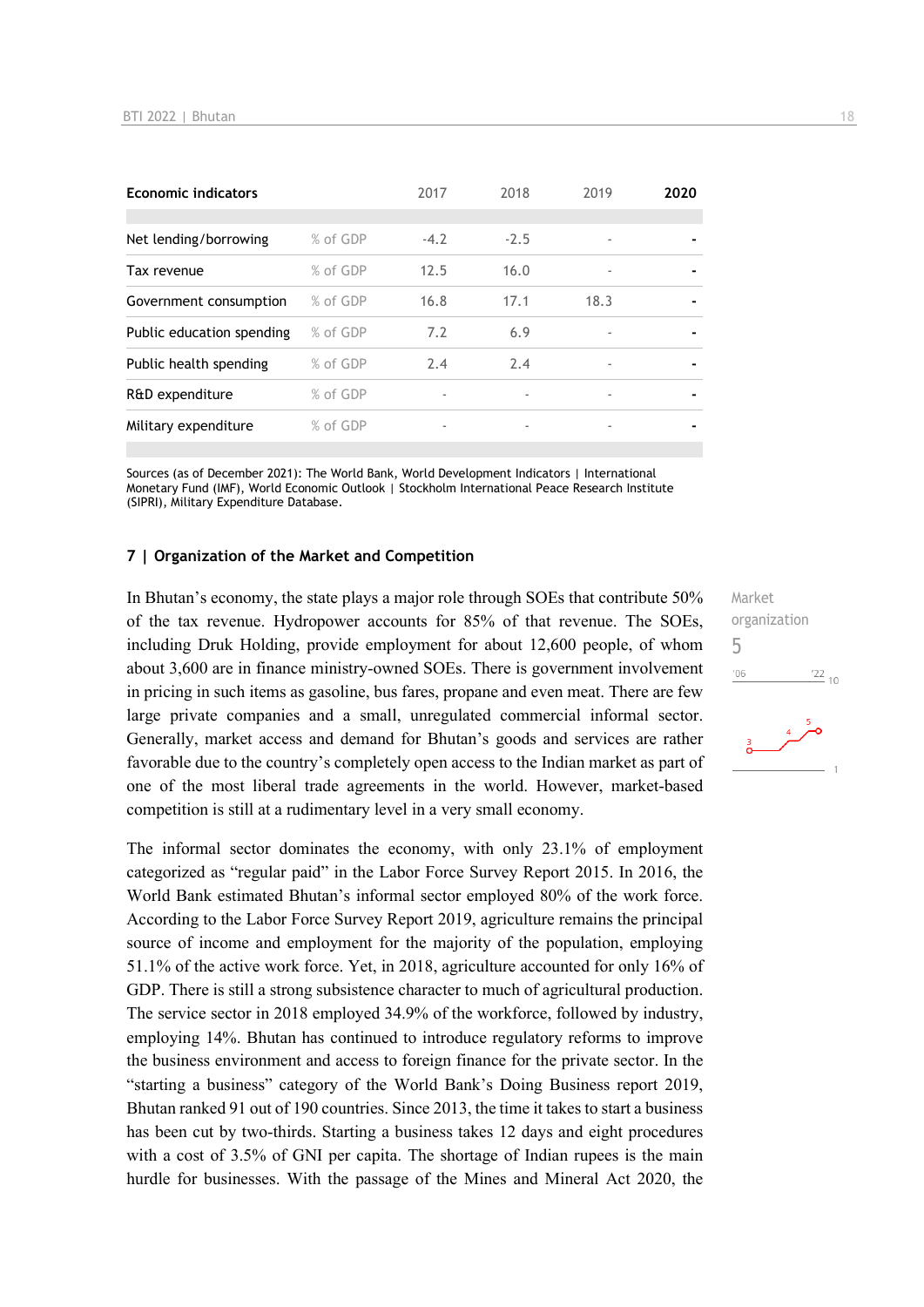| Economic indicators | | 2017 | 2018 | 2019 | 2020 |
|---|---|---|---|---|---|
| Net lending/borrowing | % of GDP | -4.2 | -2.5 | - | - |
| Tax revenue | % of GDP | 12.5 | 16.0 | - | - |
| Government consumption | % of GDP | 16.8 | 17.1 | 18.3 | - |
| Public education spending | % of GDP | 7.2 | 6.9 | - | - |
| Public health spending | % of GDP | 2.4 | 2.4 | - | - |
| R&D expenditure | % of GDP | - | - | - | - |
| Military expenditure | % of GDP | - | - | - | - |

Sources (as of December 2021): The World Bank, World Development Indicators | International Monetary Fund (IMF), World Economic Outlook | Stockholm International Peace Research Institute (SIPRI), Military Expenditure Database.

## 7 | Organization of the Market and Competition

Market organization
5

In Bhutan's economy, the state plays a major role through SOEs that contribute 50% of the tax revenue. Hydropower accounts for 85% of that revenue. The SOEs, including Druk Holding, provide employment for about 12,600 people, of whom about 3,600 are in finance ministry-owned SOEs. There is government involvement in pricing in such items as gasoline, bus fares, propane and even meat. There are few large private companies and a small, unregulated commercial informal sector. Generally, market access and demand for Bhutan's goods and services are rather favorable due to the country's completely open access to the Indian market as part of one of the most liberal trade agreements in the world. However, market-based competition is still at a rudimentary level in a very small economy.

The informal sector dominates the economy, with only 23.1% of employment categorized as "regular paid" in the Labor Force Survey Report 2015. In 2016, the World Bank estimated Bhutan's informal sector employed 80% of the work force. According to the Labor Force Survey Report 2019, agriculture remains the principal source of income and employment for the majority of the population, employing 51.1% of the active work force. Yet, in 2018, agriculture accounted for only 16% of GDP. There is still a strong subsistence character to much of agricultural production. The service sector in 2018 employed 34.9% of the workforce, followed by industry, employing 14%. Bhutan has continued to introduce regulatory reforms to improve the business environment and access to foreign finance for the private sector. In the "starting a business" category of the World Bank's Doing Business report 2019, Bhutan ranked 91 out of 190 countries. Since 2013, the time it takes to start a business has been cut by two-thirds. Starting a business takes 12 days and eight procedures with a cost of 3.5% of GNI per capita. The shortage of Indian rupees is the main hurdle for businesses. With the passage of the Mines and Mineral Act 2020, the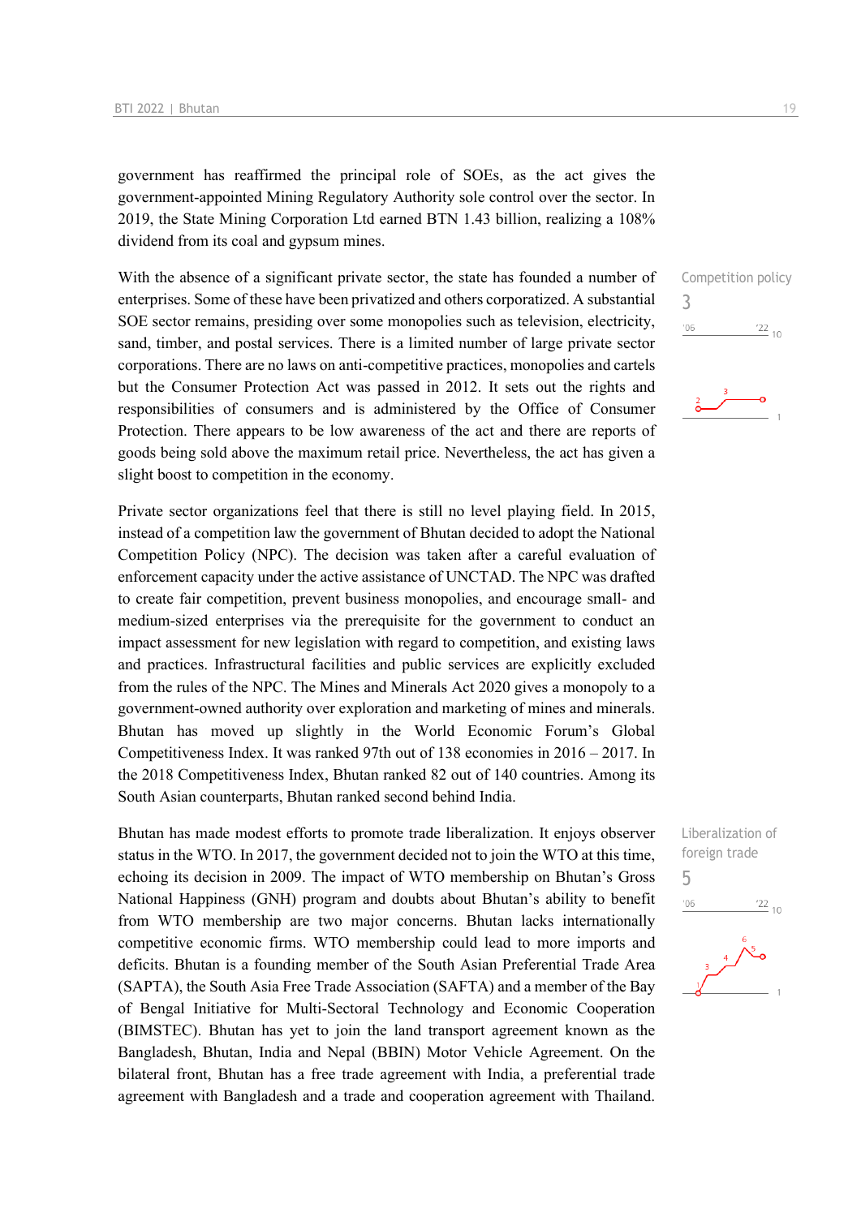government has reaffirmed the principal role of SOEs, as the act gives the government-appointed Mining Regulatory Authority sole control over the sector. In 2019, the State Mining Corporation Ltd earned BTN 1.43 billion, realizing a 108% dividend from its coal and gypsum mines.

Competition policy
3

With the absence of a significant private sector, the state has founded a number of enterprises. Some of these have been privatized and others corporatized. A substantial SOE sector remains, presiding over some monopolies such as television, electricity, sand, timber, and postal services. There is a limited number of large private sector corporations. There are no laws on anti-competitive practices, monopolies and cartels but the Consumer Protection Act was passed in 2012. It sets out the rights and responsibilities of consumers and is administered by the Office of Consumer Protection. There appears to be low awareness of the act and there are reports of goods being sold above the maximum retail price. Nevertheless, the act has given a slight boost to competition in the economy.

Private sector organizations feel that there is still no level playing field. In 2015, instead of a competition law the government of Bhutan decided to adopt the National Competition Policy (NPC). The decision was taken after a careful evaluation of enforcement capacity under the active assistance of UNCTAD. The NPC was drafted to create fair competition, prevent business monopolies, and encourage small- and medium-sized enterprises via the prerequisite for the government to conduct an impact assessment for new legislation with regard to competition, and existing laws and practices. Infrastructural facilities and public services are explicitly excluded from the rules of the NPC. The Mines and Minerals Act 2020 gives a monopoly to a government-owned authority over exploration and marketing of mines and minerals. Bhutan has moved up slightly in the World Economic Forum's Global Competitiveness Index. It was ranked 97th out of 138 economies in 2016 – 2017. In the 2018 Competitiveness Index, Bhutan ranked 82 out of 140 countries. Among its South Asian counterparts, Bhutan ranked second behind India.

Liberalization of foreign trade
5

Bhutan has made modest efforts to promote trade liberalization. It enjoys observer status in the WTO. In 2017, the government decided not to join the WTO at this time, echoing its decision in 2009. The impact of WTO membership on Bhutan's Gross National Happiness (GNH) program and doubts about Bhutan's ability to benefit from WTO membership are two major concerns. Bhutan lacks internationally competitive economic firms. WTO membership could lead to more imports and deficits. Bhutan is a founding member of the South Asian Preferential Trade Area (SAPTA), the South Asia Free Trade Association (SAFTA) and a member of the Bay of Bengal Initiative for Multi-Sectoral Technology and Economic Cooperation (BIMSTEC). Bhutan has yet to join the land transport agreement known as the Bangladesh, Bhutan, India and Nepal (BBIN) Motor Vehicle Agreement. On the bilateral front, Bhutan has a free trade agreement with India, a preferential trade agreement with Bangladesh and a trade and cooperation agreement with Thailand.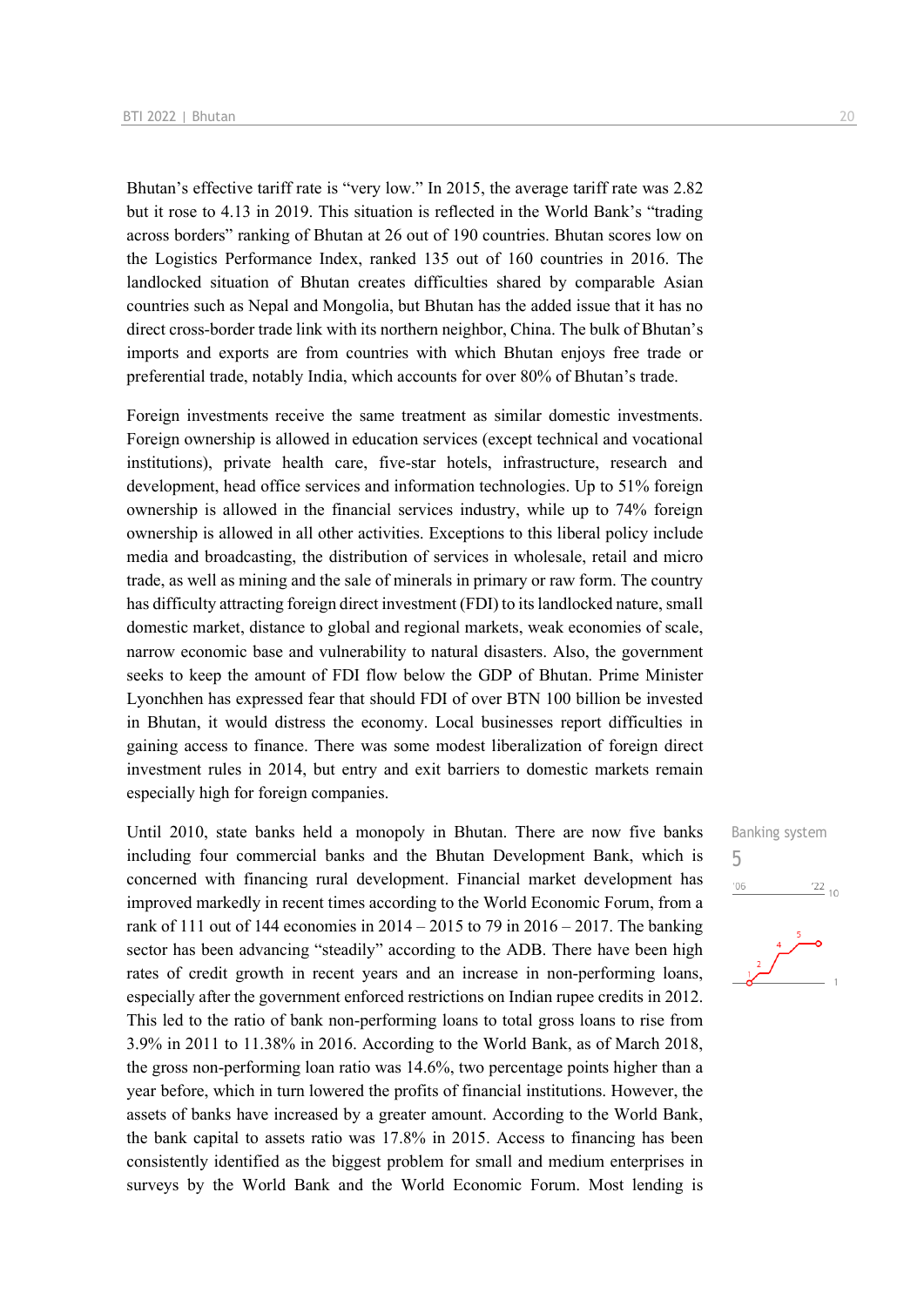Bhutan's effective tariff rate is "very low." In 2015, the average tariff rate was 2.82 but it rose to 4.13 in 2019. This situation is reflected in the World Bank's "trading across borders" ranking of Bhutan at 26 out of 190 countries. Bhutan scores low on the Logistics Performance Index, ranked 135 out of 160 countries in 2016. The landlocked situation of Bhutan creates difficulties shared by comparable Asian countries such as Nepal and Mongolia, but Bhutan has the added issue that it has no direct cross-border trade link with its northern neighbor, China. The bulk of Bhutan's imports and exports are from countries with which Bhutan enjoys free trade or preferential trade, notably India, which accounts for over 80% of Bhutan's trade.

Foreign investments receive the same treatment as similar domestic investments. Foreign ownership is allowed in education services (except technical and vocational institutions), private health care, five-star hotels, infrastructure, research and development, head office services and information technologies. Up to 51% foreign ownership is allowed in the financial services industry, while up to 74% foreign ownership is allowed in all other activities. Exceptions to this liberal policy include media and broadcasting, the distribution of services in wholesale, retail and micro trade, as well as mining and the sale of minerals in primary or raw form. The country has difficulty attracting foreign direct investment (FDI) to its landlocked nature, small domestic market, distance to global and regional markets, weak economies of scale, narrow economic base and vulnerability to natural disasters. Also, the government seeks to keep the amount of FDI flow below the GDP of Bhutan. Prime Minister Lyonchhen has expressed fear that should FDI of over BTN 100 billion be invested in Bhutan, it would distress the economy. Local businesses report difficulties in gaining access to finance. There was some modest liberalization of foreign direct investment rules in 2014, but entry and exit barriers to domestic markets remain especially high for foreign companies.

Banking system
5

Until 2010, state banks held a monopoly in Bhutan. There are now five banks including four commercial banks and the Bhutan Development Bank, which is concerned with financing rural development. Financial market development has improved markedly in recent times according to the World Economic Forum, from a rank of 111 out of 144 economies in 2014 – 2015 to 79 in 2016 – 2017. The banking sector has been advancing "steadily" according to the ADB. There have been high rates of credit growth in recent years and an increase in non-performing loans, especially after the government enforced restrictions on Indian rupee credits in 2012. This led to the ratio of bank non-performing loans to total gross loans to rise from 3.9% in 2011 to 11.38% in 2016. According to the World Bank, as of March 2018, the gross non-performing loan ratio was 14.6%, two percentage points higher than a year before, which in turn lowered the profits of financial institutions. However, the assets of banks have increased by a greater amount. According to the World Bank, the bank capital to assets ratio was 17.8% in 2015. Access to financing has been consistently identified as the biggest problem for small and medium enterprises in surveys by the World Bank and the World Economic Forum. Most lending is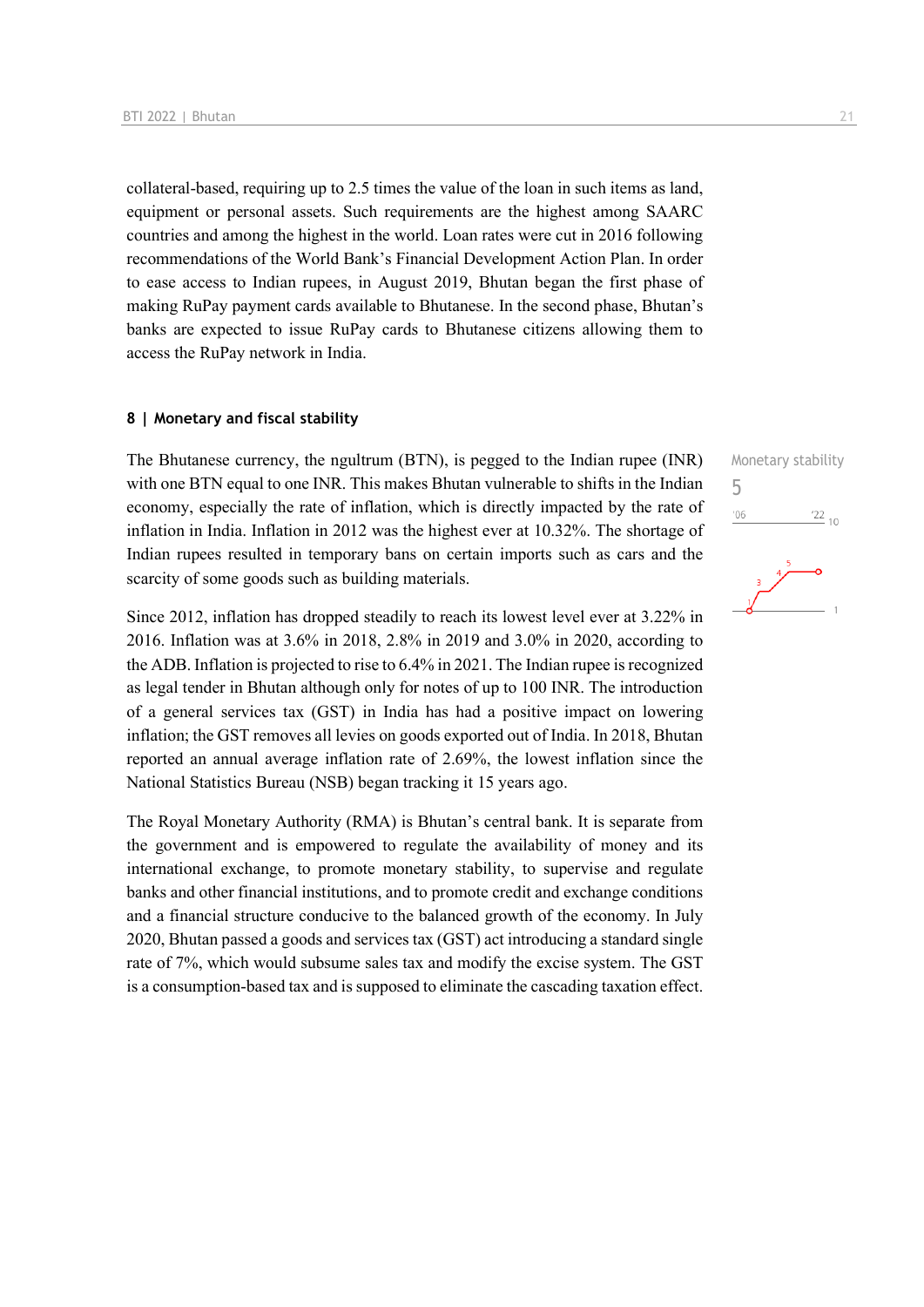collateral-based, requiring up to 2.5 times the value of the loan in such items as land, equipment or personal assets. Such requirements are the highest among SAARC countries and among the highest in the world. Loan rates were cut in 2016 following recommendations of the World Bank's Financial Development Action Plan. In order to ease access to Indian rupees, in August 2019, Bhutan began the first phase of making RuPay payment cards available to Bhutanese. In the second phase, Bhutan's banks are expected to issue RuPay cards to Bhutanese citizens allowing them to access the RuPay network in India.

## 8 | Monetary and fiscal stability

Monetary stability
5

The Bhutanese currency, the ngultrum (BTN), is pegged to the Indian rupee (INR) with one BTN equal to one INR. This makes Bhutan vulnerable to shifts in the Indian economy, especially the rate of inflation, which is directly impacted by the rate of inflation in India. Inflation in 2012 was the highest ever at 10.32%. The shortage of Indian rupees resulted in temporary bans on certain imports such as cars and the scarcity of some goods such as building materials.

Since 2012, inflation has dropped steadily to reach its lowest level ever at 3.22% in 2016. Inflation was at 3.6% in 2018, 2.8% in 2019 and 3.0% in 2020, according to the ADB. Inflation is projected to rise to 6.4% in 2021. The Indian rupee is recognized as legal tender in Bhutan although only for notes of up to 100 INR. The introduction of a general services tax (GST) in India has had a positive impact on lowering inflation; the GST removes all levies on goods exported out of India. In 2018, Bhutan reported an annual average inflation rate of 2.69%, the lowest inflation since the National Statistics Bureau (NSB) began tracking it 15 years ago.

The Royal Monetary Authority (RMA) is Bhutan's central bank. It is separate from the government and is empowered to regulate the availability of money and its international exchange, to promote monetary stability, to supervise and regulate banks and other financial institutions, and to promote credit and exchange conditions and a financial structure conducive to the balanced growth of the economy. In July 2020, Bhutan passed a goods and services tax (GST) act introducing a standard single rate of 7%, which would subsume sales tax and modify the excise system. The GST is a consumption-based tax and is supposed to eliminate the cascading taxation effect.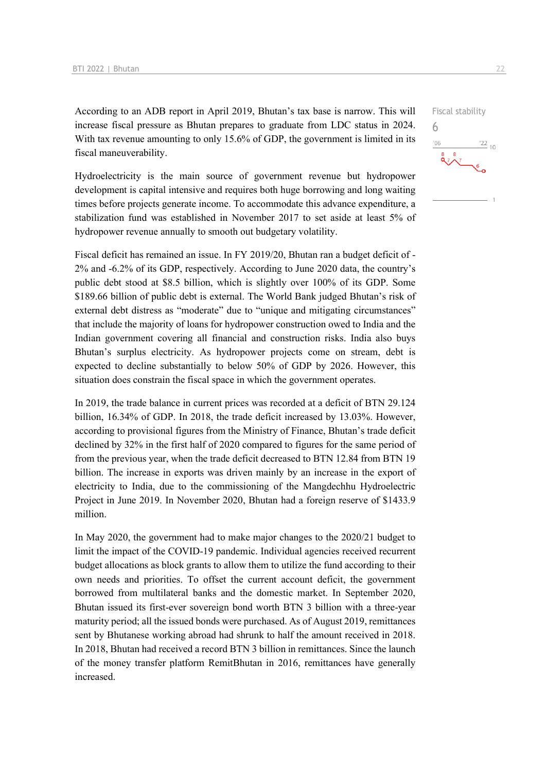According to an ADB report in April 2019, Bhutan's tax base is narrow. This will increase fiscal pressure as Bhutan prepares to graduate from LDC status in 2024. With tax revenue amounting to only 15.6% of GDP, the government is limited in its fiscal maneuverability.

Fiscal stability
6

Hydroelectricity is the main source of government revenue but hydropower development is capital intensive and requires both huge borrowing and long waiting times before projects generate income. To accommodate this advance expenditure, a stabilization fund was established in November 2017 to set aside at least 5% of hydropower revenue annually to smooth out budgetary volatility.

Fiscal deficit has remained an issue. In FY 2019/20, Bhutan ran a budget deficit of -2% and -6.2% of its GDP, respectively. According to June 2020 data, the country's public debt stood at $8.5 billion, which is slightly over 100% of its GDP. Some $189.66 billion of public debt is external. The World Bank judged Bhutan's risk of external debt distress as "moderate" due to "unique and mitigating circumstances" that include the majority of loans for hydropower construction owed to India and the Indian government covering all financial and construction risks. India also buys Bhutan's surplus electricity. As hydropower projects come on stream, debt is expected to decline substantially to below 50% of GDP by 2026. However, this situation does constrain the fiscal space in which the government operates.

In 2019, the trade balance in current prices was recorded at a deficit of BTN 29.124 billion, 16.34% of GDP. In 2018, the trade deficit increased by 13.03%. However, according to provisional figures from the Ministry of Finance, Bhutan's trade deficit declined by 32% in the first half of 2020 compared to figures for the same period of from the previous year, when the trade deficit decreased to BTN 12.84 from BTN 19 billion. The increase in exports was driven mainly by an increase in the export of electricity to India, due to the commissioning of the Mangdechhu Hydroelectric Project in June 2019. In November 2020, Bhutan had a foreign reserve of $1433.9 million.

In May 2020, the government had to make major changes to the 2020/21 budget to limit the impact of the COVID-19 pandemic. Individual agencies received recurrent budget allocations as block grants to allow them to utilize the fund according to their own needs and priorities. To offset the current account deficit, the government borrowed from multilateral banks and the domestic market. In September 2020, Bhutan issued its first-ever sovereign bond worth BTN 3 billion with a three-year maturity period; all the issued bonds were purchased. As of August 2019, remittances sent by Bhutanese working abroad had shrunk to half the amount received in 2018. In 2018, Bhutan had received a record BTN 3 billion in remittances. Since the launch of the money transfer platform RemitBhutan in 2016, remittances have generally increased.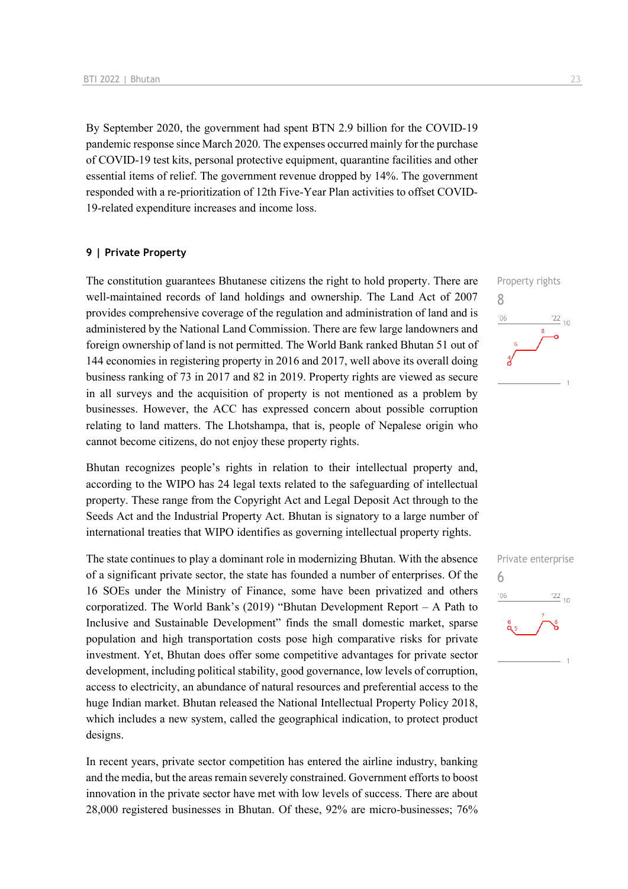By September 2020, the government had spent BTN 2.9 billion for the COVID-19 pandemic response since March 2020. The expenses occurred mainly for the purchase of COVID-19 test kits, personal protective equipment, quarantine facilities and other essential items of relief. The government revenue dropped by 14%. The government responded with a re-prioritization of 12th Five-Year Plan activities to offset COVID-19-related expenditure increases and income loss.

### 9 | Private Property

Property rights
8

The constitution guarantees Bhutanese citizens the right to hold property. There are well-maintained records of land holdings and ownership. The Land Act of 2007 provides comprehensive coverage of the regulation and administration of land and is administered by the National Land Commission. There are few large landowners and foreign ownership of land is not permitted. The World Bank ranked Bhutan 51 out of 144 economies in registering property in 2016 and 2017, well above its overall doing business ranking of 73 in 2017 and 82 in 2019. Property rights are viewed as secure in all surveys and the acquisition of property is not mentioned as a problem by businesses. However, the ACC has expressed concern about possible corruption relating to land matters. The Lhotshampa, that is, people of Nepalese origin who cannot become citizens, do not enjoy these property rights.

Bhutan recognizes people's rights in relation to their intellectual property and, according to the WIPO has 24 legal texts related to the safeguarding of intellectual property. These range from the Copyright Act and Legal Deposit Act through to the Seeds Act and the Industrial Property Act. Bhutan is signatory to a large number of international treaties that WIPO identifies as governing intellectual property rights.

Private enterprise
6

The state continues to play a dominant role in modernizing Bhutan. With the absence of a significant private sector, the state has founded a number of enterprises. Of the 16 SOEs under the Ministry of Finance, some have been privatized and others corporatized. The World Bank's (2019) "Bhutan Development Report – A Path to Inclusive and Sustainable Development" finds the small domestic market, sparse population and high transportation costs pose high comparative risks for private investment. Yet, Bhutan does offer some competitive advantages for private sector development, including political stability, good governance, low levels of corruption, access to electricity, an abundance of natural resources and preferential access to the huge Indian market. Bhutan released the National Intellectual Property Policy 2018, which includes a new system, called the geographical indication, to protect product designs.

In recent years, private sector competition has entered the airline industry, banking and the media, but the areas remain severely constrained. Government efforts to boost innovation in the private sector have met with low levels of success. There are about 28,000 registered businesses in Bhutan. Of these, 92% are micro-businesses; 76%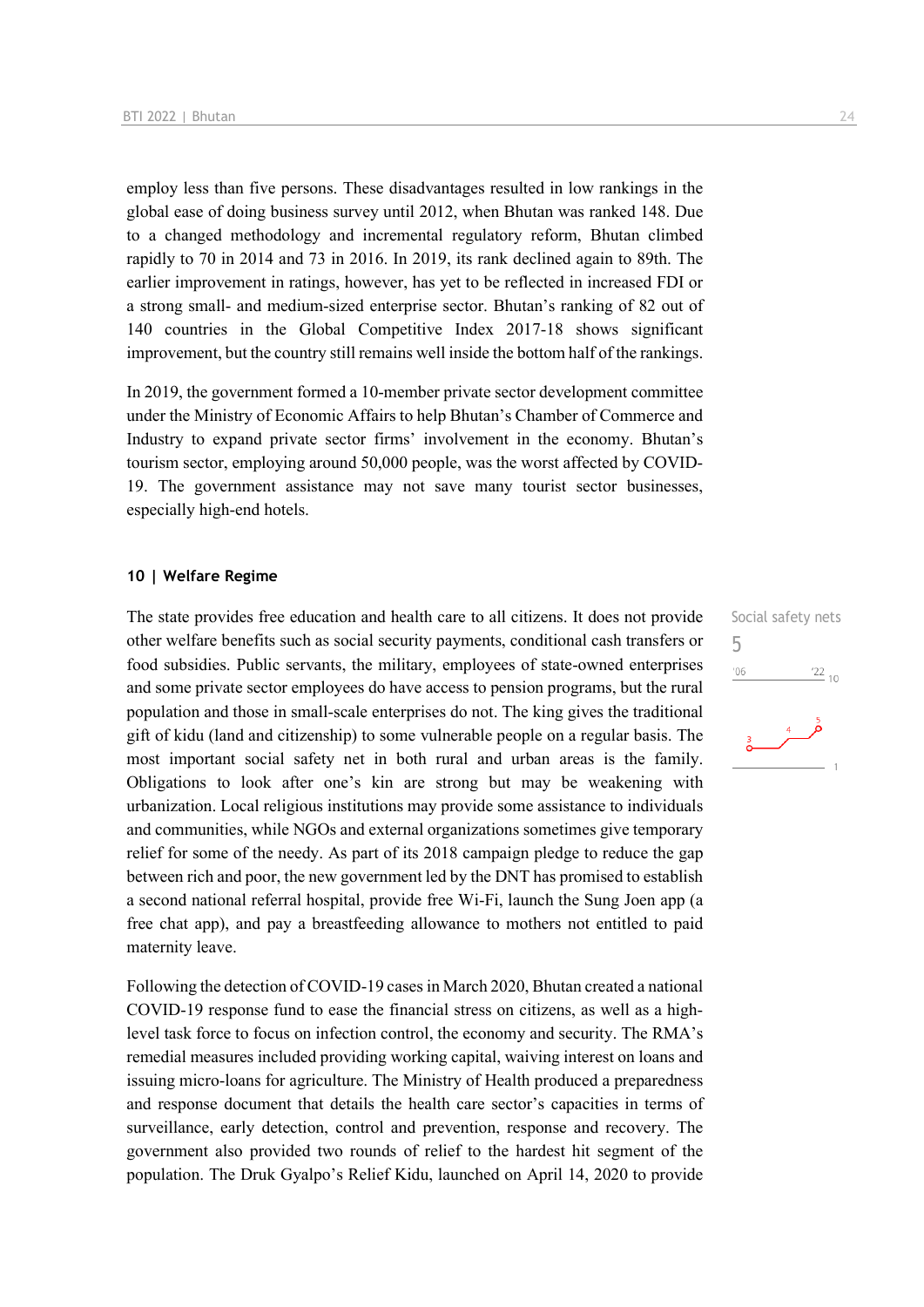employ less than five persons. These disadvantages resulted in low rankings in the global ease of doing business survey until 2012, when Bhutan was ranked 148. Due to a changed methodology and incremental regulatory reform, Bhutan climbed rapidly to 70 in 2014 and 73 in 2016. In 2019, its rank declined again to 89th. The earlier improvement in ratings, however, has yet to be reflected in increased FDI or a strong small- and medium-sized enterprise sector. Bhutan's ranking of 82 out of 140 countries in the Global Competitive Index 2017-18 shows significant improvement, but the country still remains well inside the bottom half of the rankings.

In 2019, the government formed a 10-member private sector development committee under the Ministry of Economic Affairs to help Bhutan's Chamber of Commerce and Industry to expand private sector firms' involvement in the economy. Bhutan's tourism sector, employing around 50,000 people, was the worst affected by COVID-19. The government assistance may not save many tourist sector businesses, especially high-end hotels.

## 10 | Welfare Regime

Social safety nets
5

The state provides free education and health care to all citizens. It does not provide other welfare benefits such as social security payments, conditional cash transfers or food subsidies. Public servants, the military, employees of state-owned enterprises and some private sector employees do have access to pension programs, but the rural population and those in small-scale enterprises do not. The king gives the traditional gift of kidu (land and citizenship) to some vulnerable people on a regular basis. The most important social safety net in both rural and urban areas is the family. Obligations to look after one's kin are strong but may be weakening with urbanization. Local religious institutions may provide some assistance to individuals and communities, while NGOs and external organizations sometimes give temporary relief for some of the needy. As part of its 2018 campaign pledge to reduce the gap between rich and poor, the new government led by the DNT has promised to establish a second national referral hospital, provide free Wi-Fi, launch the Sung Joen app (a free chat app), and pay a breastfeeding allowance to mothers not entitled to paid maternity leave.

Following the detection of COVID-19 cases in March 2020, Bhutan created a national COVID-19 response fund to ease the financial stress on citizens, as well as a high-level task force to focus on infection control, the economy and security. The RMA's remedial measures included providing working capital, waiving interest on loans and issuing micro-loans for agriculture. The Ministry of Health produced a preparedness and response document that details the health care sector's capacities in terms of surveillance, early detection, control and prevention, response and recovery. The government also provided two rounds of relief to the hardest hit segment of the population. The Druk Gyalpo's Relief Kidu, launched on April 14, 2020 to provide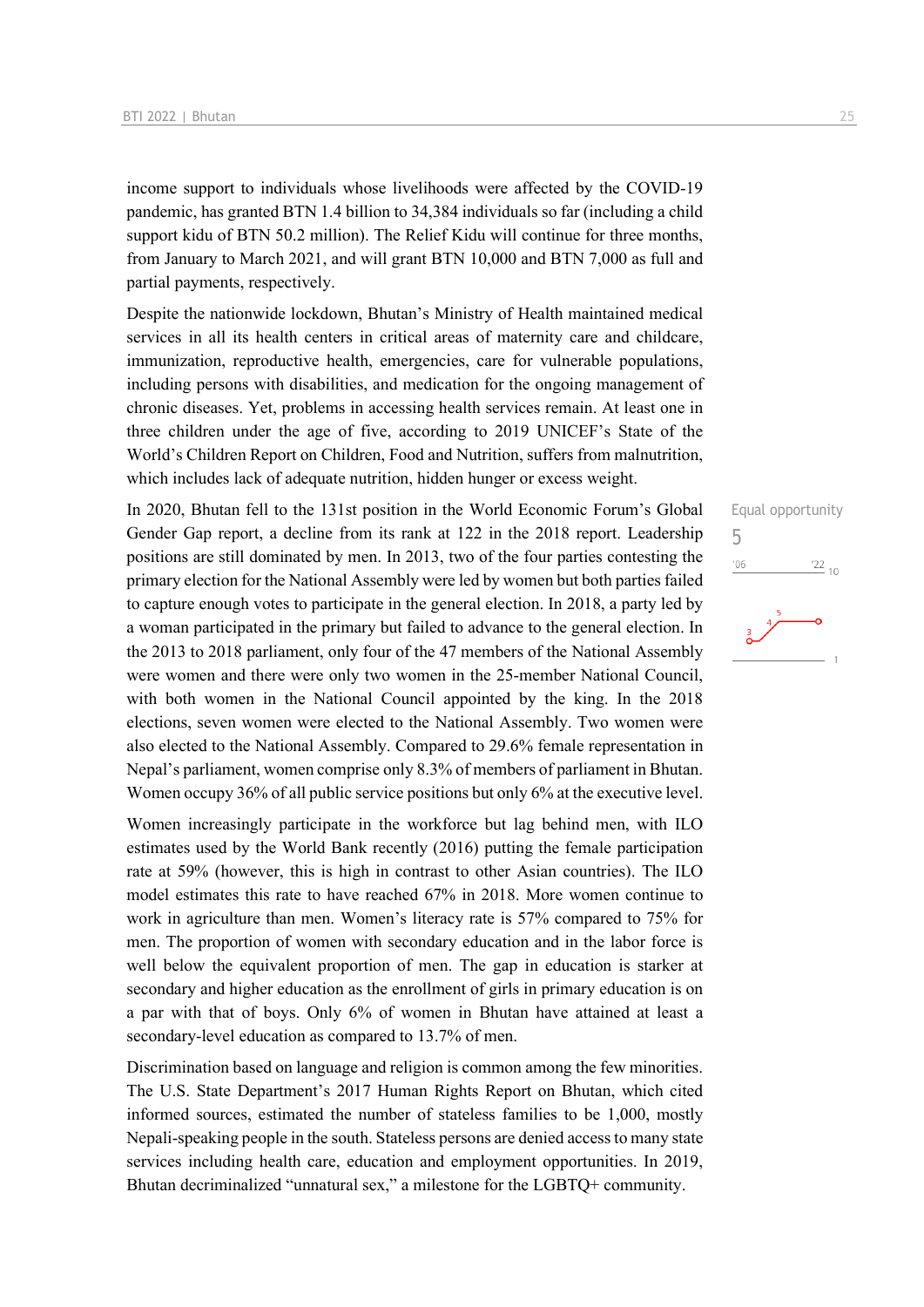income support to individuals whose livelihoods were affected by the COVID-19 pandemic, has granted BTN 1.4 billion to 34,384 individuals so far (including a child support kidu of BTN 50.2 million). The Relief Kidu will continue for three months, from January to March 2021, and will grant BTN 10,000 and BTN 7,000 as full and partial payments, respectively.

Despite the nationwide lockdown, Bhutan's Ministry of Health maintained medical services in all its health centers in critical areas of maternity care and childcare, immunization, reproductive health, emergencies, care for vulnerable populations, including persons with disabilities, and medication for the ongoing management of chronic diseases. Yet, problems in accessing health services remain. At least one in three children under the age of five, according to 2019 UNICEF's State of the World's Children Report on Children, Food and Nutrition, suffers from malnutrition, which includes lack of adequate nutrition, hidden hunger or excess weight.

Equal opportunity
5

In 2020, Bhutan fell to the 131st position in the World Economic Forum's Global Gender Gap report, a decline from its rank at 122 in the 2018 report. Leadership positions are still dominated by men. In 2013, two of the four parties contesting the primary election for the National Assembly were led by women but both parties failed to capture enough votes to participate in the general election. In 2018, a party led by a woman participated in the primary but failed to advance to the general election. In the 2013 to 2018 parliament, only four of the 47 members of the National Assembly were women and there were only two women in the 25-member National Council, with both women in the National Council appointed by the king. In the 2018 elections, seven women were elected to the National Assembly. Two women were also elected to the National Assembly. Compared to 29.6% female representation in Nepal's parliament, women comprise only 8.3% of members of parliament in Bhutan. Women occupy 36% of all public service positions but only 6% at the executive level.

Women increasingly participate in the workforce but lag behind men, with ILO estimates used by the World Bank recently (2016) putting the female participation rate at 59% (however, this is high in contrast to other Asian countries). The ILO model estimates this rate to have reached 67% in 2018. More women continue to work in agriculture than men. Women's literacy rate is 57% compared to 75% for men. The proportion of women with secondary education and in the labor force is well below the equivalent proportion of men. The gap in education is starker at secondary and higher education as the enrollment of girls in primary education is on a par with that of boys. Only 6% of women in Bhutan have attained at least a secondary-level education as compared to 13.7% of men.

Discrimination based on language and religion is common among the few minorities. The U.S. State Department's 2017 Human Rights Report on Bhutan, which cited informed sources, estimated the number of stateless families to be 1,000, mostly Nepali-speaking people in the south. Stateless persons are denied access to many state services including health care, education and employment opportunities. In 2019, Bhutan decriminalized "unnatural sex," a milestone for the LGBTQ+ community.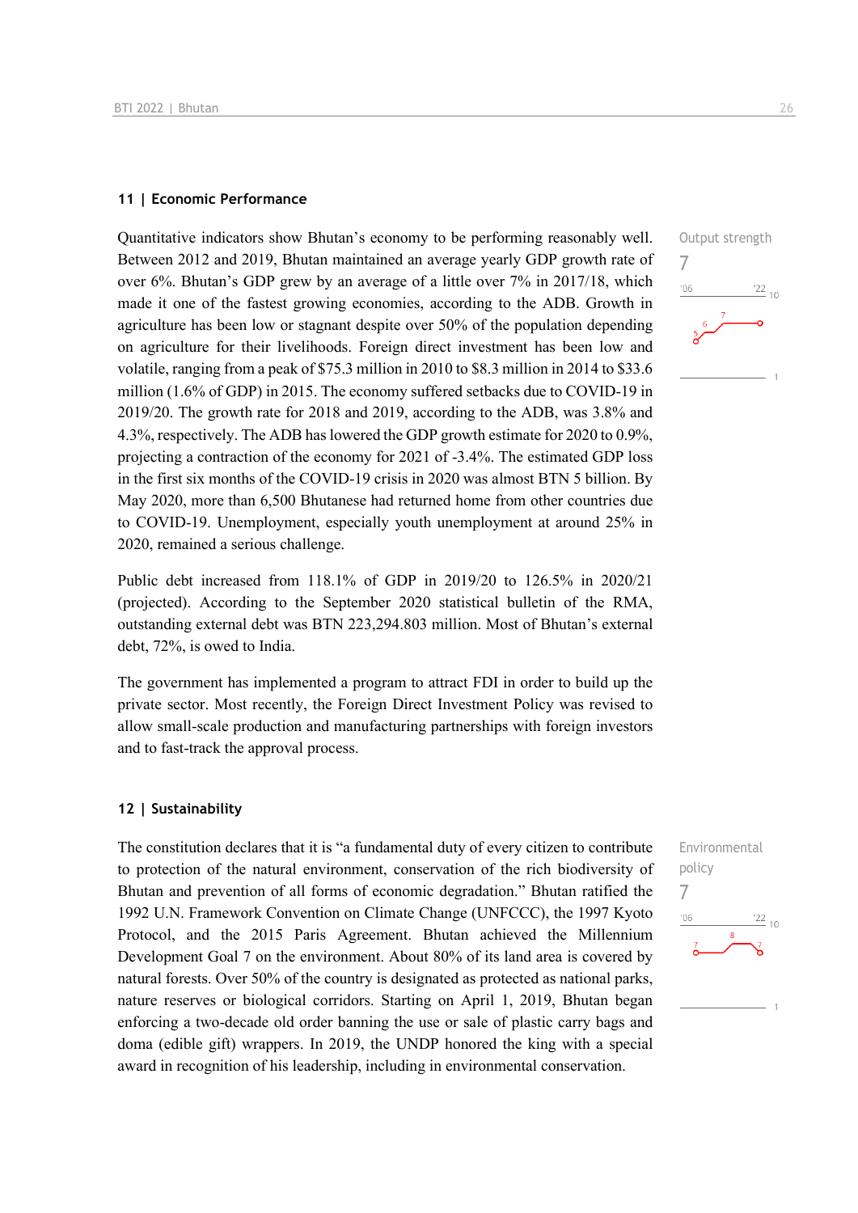## 11 | Economic Performance

Output strength
7

Quantitative indicators show Bhutan's economy to be performing reasonably well. Between 2012 and 2019, Bhutan maintained an average yearly GDP growth rate of over 6%. Bhutan's GDP grew by an average of a little over 7% in 2017/18, which made it one of the fastest growing economies, according to the ADB. Growth in agriculture has been low or stagnant despite over 50% of the population depending on agriculture for their livelihoods. Foreign direct investment has been low and volatile, ranging from a peak of $75.3 million in 2010 to $8.3 million in 2014 to $33.6 million (1.6% of GDP) in 2015. The economy suffered setbacks due to COVID-19 in 2019/20. The growth rate for 2018 and 2019, according to the ADB, was 3.8% and 4.3%, respectively. The ADB has lowered the GDP growth estimate for 2020 to 0.9%, projecting a contraction of the economy for 2021 of -3.4%. The estimated GDP loss in the first six months of the COVID-19 crisis in 2020 was almost BTN 5 billion. By May 2020, more than 6,500 Bhutanese had returned home from other countries due to COVID-19. Unemployment, especially youth unemployment at around 25% in 2020, remained a serious challenge.

Public debt increased from 118.1% of GDP in 2019/20 to 126.5% in 2020/21 (projected). According to the September 2020 statistical bulletin of the RMA, outstanding external debt was BTN 223,294.803 million. Most of Bhutan's external debt, 72%, is owed to India.

The government has implemented a program to attract FDI in order to build up the private sector. Most recently, the Foreign Direct Investment Policy was revised to allow small-scale production and manufacturing partnerships with foreign investors and to fast-track the approval process.

## 12 | Sustainability

Environmental policy
7

The constitution declares that it is "a fundamental duty of every citizen to contribute to protection of the natural environment, conservation of the rich biodiversity of Bhutan and prevention of all forms of economic degradation." Bhutan ratified the 1992 U.N. Framework Convention on Climate Change (UNFCCC), the 1997 Kyoto Protocol, and the 2015 Paris Agreement. Bhutan achieved the Millennium Development Goal 7 on the environment. About 80% of its land area is covered by natural forests. Over 50% of the country is designated as protected as national parks, nature reserves or biological corridors. Starting on April 1, 2019, Bhutan began enforcing a two-decade old order banning the use or sale of plastic carry bags and doma (edible gift) wrappers. In 2019, the UNDP honored the king with a special award in recognition of his leadership, including in environmental conservation.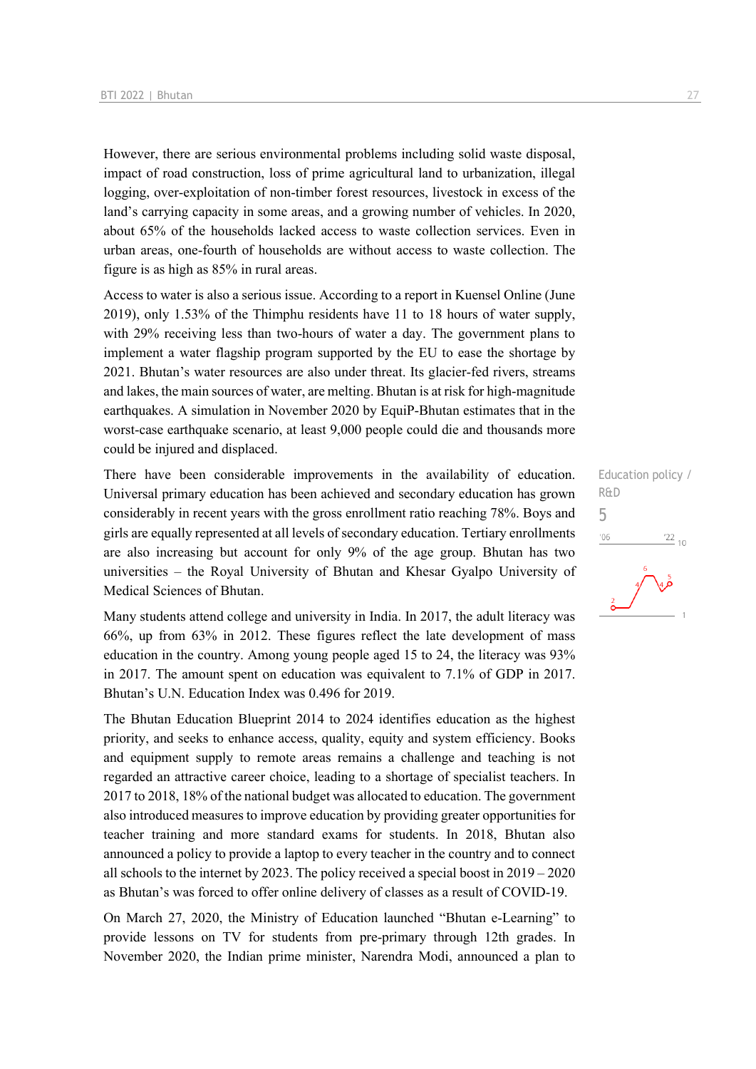However, there are serious environmental problems including solid waste disposal, impact of road construction, loss of prime agricultural land to urbanization, illegal logging, over-exploitation of non-timber forest resources, livestock in excess of the land's carrying capacity in some areas, and a growing number of vehicles. In 2020, about 65% of the households lacked access to waste collection services. Even in urban areas, one-fourth of households are without access to waste collection. The figure is as high as 85% in rural areas.

Access to water is also a serious issue. According to a report in Kuensel Online (June 2019), only 1.53% of the Thimphu residents have 11 to 18 hours of water supply, with 29% receiving less than two-hours of water a day. The government plans to implement a water flagship program supported by the EU to ease the shortage by 2021. Bhutan's water resources are also under threat. Its glacier-fed rivers, streams and lakes, the main sources of water, are melting. Bhutan is at risk for high-magnitude earthquakes. A simulation in November 2020 by EquiP-Bhutan estimates that in the worst-case earthquake scenario, at least 9,000 people could die and thousands more could be injured and displaced.

Education policy / R&D

5

There have been considerable improvements in the availability of education. Universal primary education has been achieved and secondary education has grown considerably in recent years with the gross enrollment ratio reaching 78%. Boys and girls are equally represented at all levels of secondary education. Tertiary enrollments are also increasing but account for only 9% of the age group. Bhutan has two universities – the Royal University of Bhutan and Khesar Gyalpo University of Medical Sciences of Bhutan.

Many students attend college and university in India. In 2017, the adult literacy was 66%, up from 63% in 2012. These figures reflect the late development of mass education in the country. Among young people aged 15 to 24, the literacy was 93% in 2017. The amount spent on education was equivalent to 7.1% of GDP in 2017. Bhutan's U.N. Education Index was 0.496 for 2019.

The Bhutan Education Blueprint 2014 to 2024 identifies education as the highest priority, and seeks to enhance access, quality, equity and system efficiency. Books and equipment supply to remote areas remains a challenge and teaching is not regarded an attractive career choice, leading to a shortage of specialist teachers. In 2017 to 2018, 18% of the national budget was allocated to education. The government also introduced measures to improve education by providing greater opportunities for teacher training and more standard exams for students. In 2018, Bhutan also announced a policy to provide a laptop to every teacher in the country and to connect all schools to the internet by 2023. The policy received a special boost in 2019 – 2020 as Bhutan's was forced to offer online delivery of classes as a result of COVID-19.

On March 27, 2020, the Ministry of Education launched "Bhutan e-Learning" to provide lessons on TV for students from pre-primary through 12th grades. In November 2020, the Indian prime minister, Narendra Modi, announced a plan to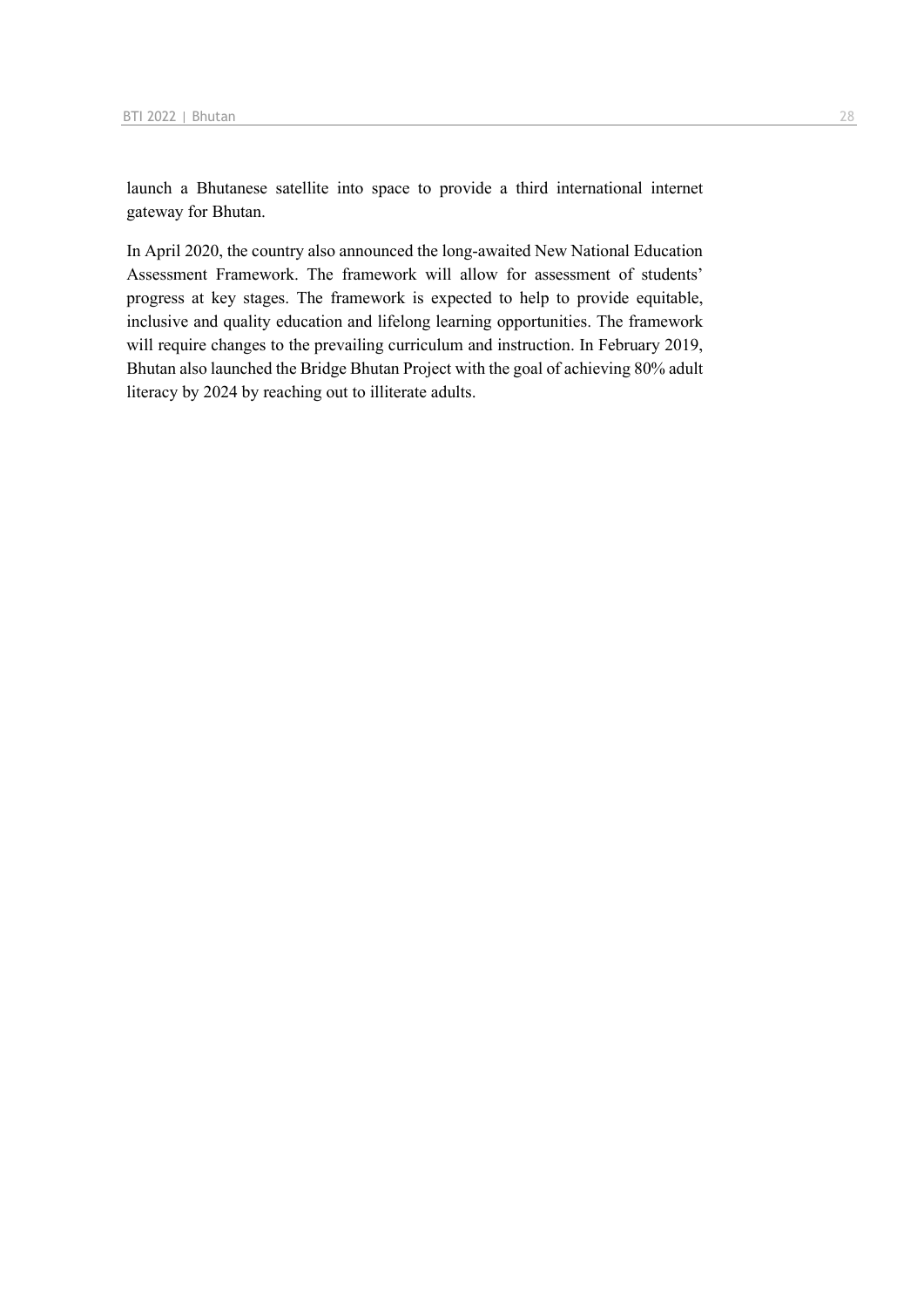launch a Bhutanese satellite into space to provide a third international internet gateway for Bhutan.

In April 2020, the country also announced the long-awaited New National Education Assessment Framework. The framework will allow for assessment of students' progress at key stages. The framework is expected to help to provide equitable, inclusive and quality education and lifelong learning opportunities. The framework will require changes to the prevailing curriculum and instruction. In February 2019, Bhutan also launched the Bridge Bhutan Project with the goal of achieving 80% adult literacy by 2024 by reaching out to illiterate adults.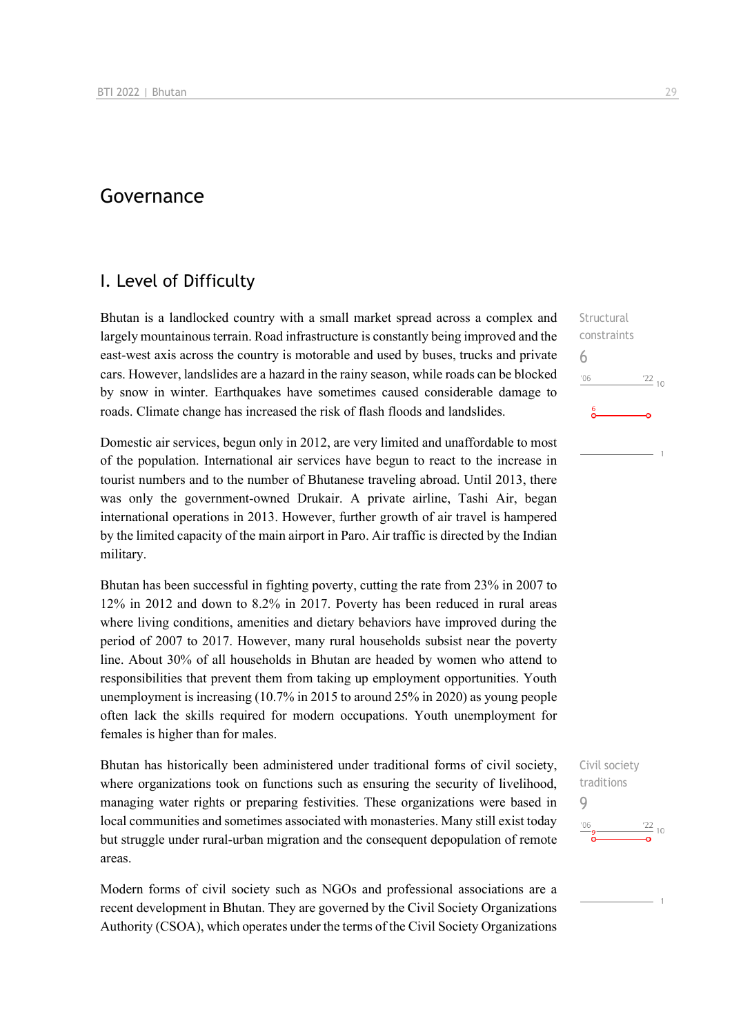# Governance

## I. Level of Difficulty

Structural constraints
6

Bhutan is a landlocked country with a small market spread across a complex and largely mountainous terrain. Road infrastructure is constantly being improved and the east-west axis across the country is motorable and used by buses, trucks and private cars. However, landslides are a hazard in the rainy season, while roads can be blocked by snow in winter. Earthquakes have sometimes caused considerable damage to roads. Climate change has increased the risk of flash floods and landslides.

Domestic air services, begun only in 2012, are very limited and unaffordable to most of the population. International air services have begun to react to the increase in tourist numbers and to the number of Bhutanese traveling abroad. Until 2013, there was only the government-owned Drukair. A private airline, Tashi Air, began international operations in 2013. However, further growth of air travel is hampered by the limited capacity of the main airport in Paro. Air traffic is directed by the Indian military.

Bhutan has been successful in fighting poverty, cutting the rate from 23% in 2007 to 12% in 2012 and down to 8.2% in 2017. Poverty has been reduced in rural areas where living conditions, amenities and dietary behaviors have improved during the period of 2007 to 2017. However, many rural households subsist near the poverty line. About 30% of all households in Bhutan are headed by women who attend to responsibilities that prevent them from taking up employment opportunities. Youth unemployment is increasing (10.7% in 2015 to around 25% in 2020) as young people often lack the skills required for modern occupations. Youth unemployment for females is higher than for males.

Civil society traditions
9

Bhutan has historically been administered under traditional forms of civil society, where organizations took on functions such as ensuring the security of livelihood, managing water rights or preparing festivities. These organizations were based in local communities and sometimes associated with monasteries. Many still exist today but struggle under rural-urban migration and the consequent depopulation of remote areas.

Modern forms of civil society such as NGOs and professional associations are a recent development in Bhutan. They are governed by the Civil Society Organizations Authority (CSOA), which operates under the terms of the Civil Society Organizations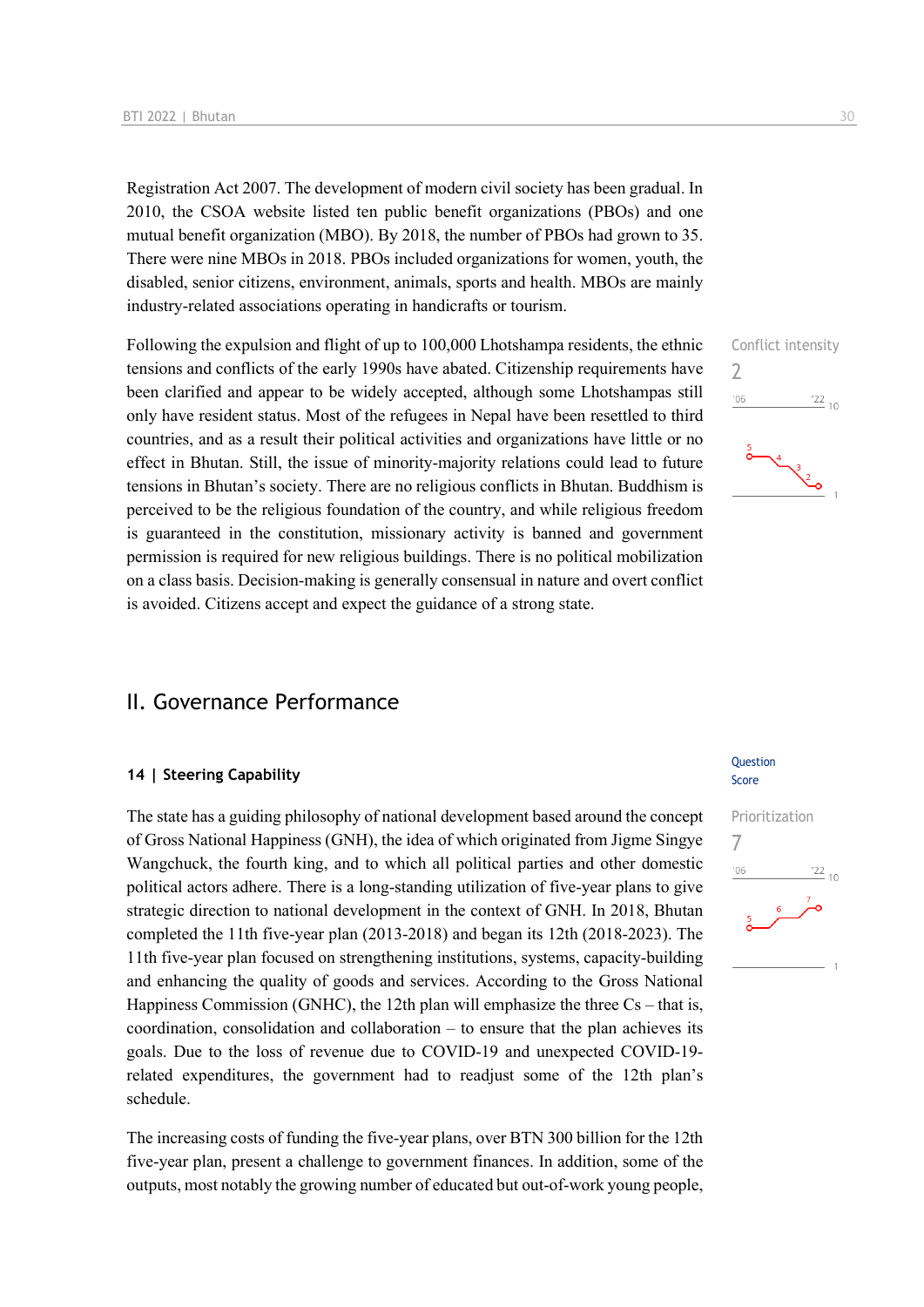Registration Act 2007. The development of modern civil society has been gradual. In 2010, the CSOA website listed ten public benefit organizations (PBOs) and one mutual benefit organization (MBO). By 2018, the number of PBOs had grown to 35. There were nine MBOs in 2018. PBOs included organizations for women, youth, the disabled, senior citizens, environment, animals, sports and health. MBOs are mainly industry-related associations operating in handicrafts or tourism.

Conflict intensity
2

Following the expulsion and flight of up to 100,000 Lhotshampa residents, the ethnic tensions and conflicts of the early 1990s have abated. Citizenship requirements have been clarified and appear to be widely accepted, although some Lhotshampas still only have resident status. Most of the refugees in Nepal have been resettled to third countries, and as a result their political activities and organizations have little or no effect in Bhutan. Still, the issue of minority-majority relations could lead to future tensions in Bhutan's society. There are no religious conflicts in Bhutan. Buddhism is perceived to be the religious foundation of the country, and while religious freedom is guaranteed in the constitution, missionary activity is banned and government permission is required for new religious buildings. There is no political mobilization on a class basis. Decision-making is generally consensual in nature and overt conflict is avoided. Citizens accept and expect the guidance of a strong state.

## II. Governance Performance

### 14 | Steering Capability

Prioritization
7

The state has a guiding philosophy of national development based around the concept of Gross National Happiness (GNH), the idea of which originated from Jigme Singye Wangchuck, the fourth king, and to which all political parties and other domestic political actors adhere. There is a long-standing utilization of five-year plans to give strategic direction to national development in the context of GNH. In 2018, Bhutan completed the 11th five-year plan (2013-2018) and began its 12th (2018-2023). The 11th five-year plan focused on strengthening institutions, systems, capacity-building and enhancing the quality of goods and services. According to the Gross National Happiness Commission (GNHC), the 12th plan will emphasize the three Cs – that is, coordination, consolidation and collaboration – to ensure that the plan achieves its goals. Due to the loss of revenue due to COVID-19 and unexpected COVID-19-related expenditures, the government had to readjust some of the 12th plan's schedule.

The increasing costs of funding the five-year plans, over BTN 300 billion for the 12th five-year plan, present a challenge to government finances. In addition, some of the outputs, most notably the growing number of educated but out-of-work young people,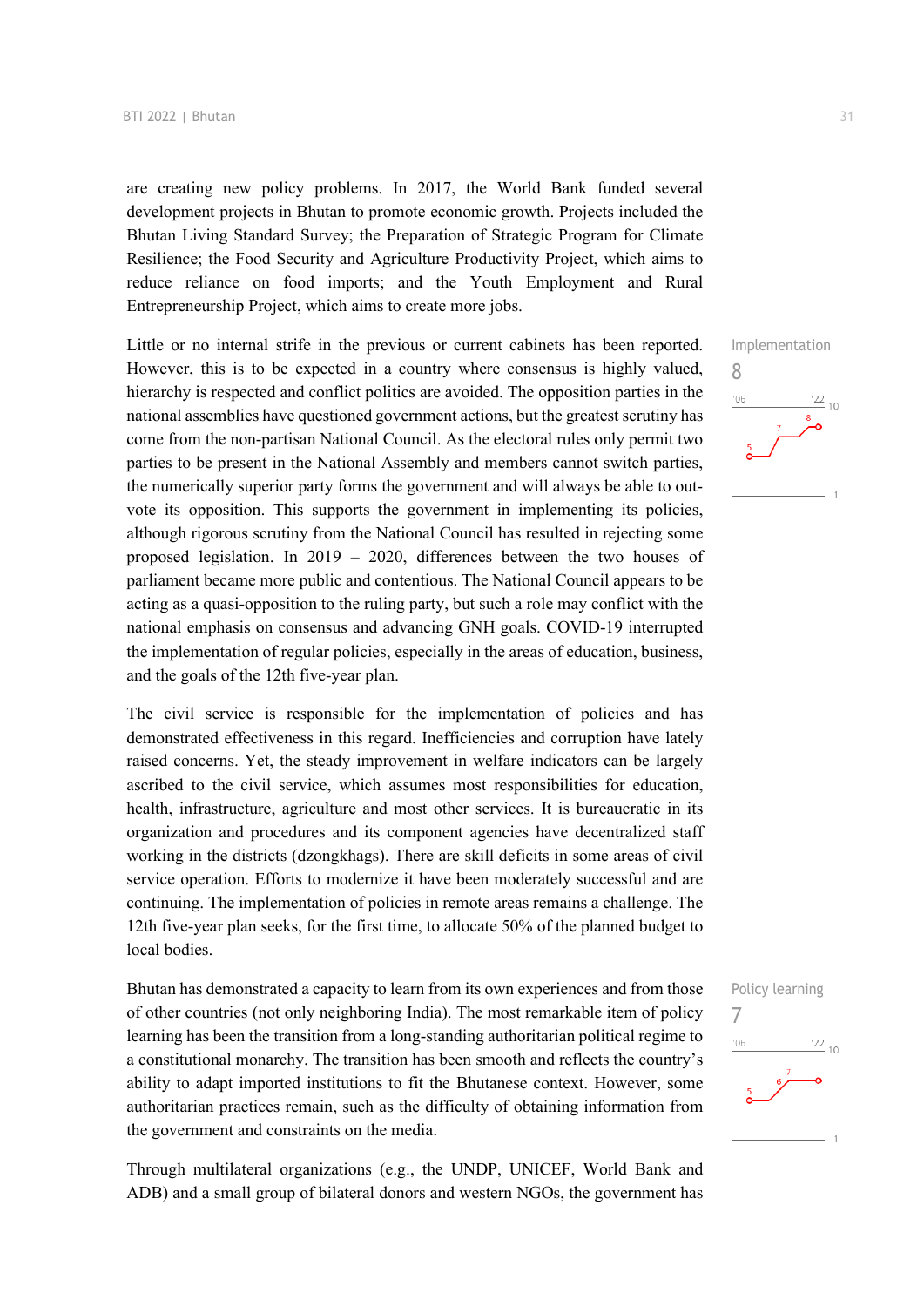are creating new policy problems. In 2017, the World Bank funded several development projects in Bhutan to promote economic growth. Projects included the Bhutan Living Standard Survey; the Preparation of Strategic Program for Climate Resilience; the Food Security and Agriculture Productivity Project, which aims to reduce reliance on food imports; and the Youth Employment and Rural Entrepreneurship Project, which aims to create more jobs.

Implementation
8

Little or no internal strife in the previous or current cabinets has been reported. However, this is to be expected in a country where consensus is highly valued, hierarchy is respected and conflict politics are avoided. The opposition parties in the national assemblies have questioned government actions, but the greatest scrutiny has come from the non-partisan National Council. As the electoral rules only permit two parties to be present in the National Assembly and members cannot switch parties, the numerically superior party forms the government and will always be able to out-vote its opposition. This supports the government in implementing its policies, although rigorous scrutiny from the National Council has resulted in rejecting some proposed legislation. In 2019 – 2020, differences between the two houses of parliament became more public and contentious. The National Council appears to be acting as a quasi-opposition to the ruling party, but such a role may conflict with the national emphasis on consensus and advancing GNH goals. COVID-19 interrupted the implementation of regular policies, especially in the areas of education, business, and the goals of the 12th five-year plan.

The civil service is responsible for the implementation of policies and has demonstrated effectiveness in this regard. Inefficiencies and corruption have lately raised concerns. Yet, the steady improvement in welfare indicators can be largely ascribed to the civil service, which assumes most responsibilities for education, health, infrastructure, agriculture and most other services. It is bureaucratic in its organization and procedures and its component agencies have decentralized staff working in the districts (dzongkhags). There are skill deficits in some areas of civil service operation. Efforts to modernize it have been moderately successful and are continuing. The implementation of policies in remote areas remains a challenge. The 12th five-year plan seeks, for the first time, to allocate 50% of the planned budget to local bodies.

Policy learning
7

Bhutan has demonstrated a capacity to learn from its own experiences and from those of other countries (not only neighboring India). The most remarkable item of policy learning has been the transition from a long-standing authoritarian political regime to a constitutional monarchy. The transition has been smooth and reflects the country's ability to adapt imported institutions to fit the Bhutanese context. However, some authoritarian practices remain, such as the difficulty of obtaining information from the government and constraints on the media.

Through multilateral organizations (e.g., the UNDP, UNICEF, World Bank and ADB) and a small group of bilateral donors and western NGOs, the government has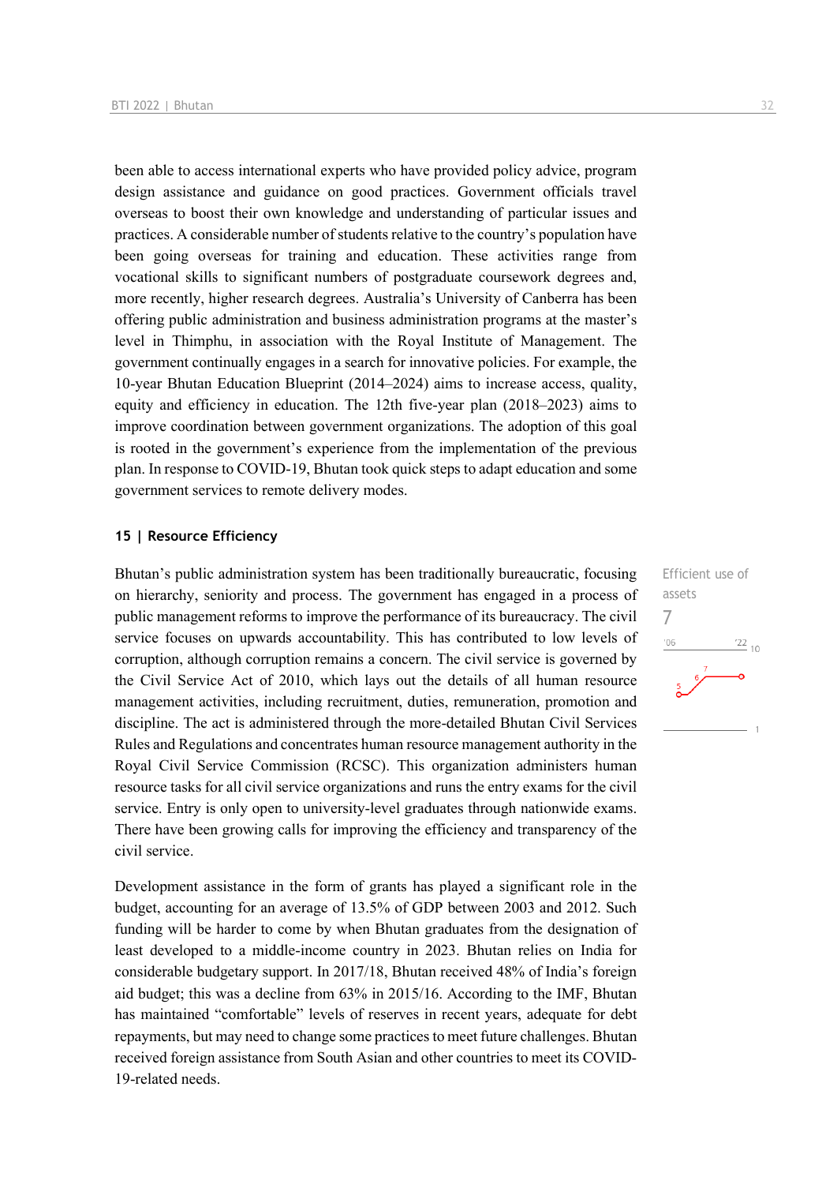been able to access international experts who have provided policy advice, program design assistance and guidance on good practices. Government officials travel overseas to boost their own knowledge and understanding of particular issues and practices. A considerable number of students relative to the country's population have been going overseas for training and education. These activities range from vocational skills to significant numbers of postgraduate coursework degrees and, more recently, higher research degrees. Australia's University of Canberra has been offering public administration and business administration programs at the master's level in Thimphu, in association with the Royal Institute of Management. The government continually engages in a search for innovative policies. For example, the 10-year Bhutan Education Blueprint (2014–2024) aims to increase access, quality, equity and efficiency in education. The 12th five-year plan (2018–2023) aims to improve coordination between government organizations. The adoption of this goal is rooted in the government's experience from the implementation of the previous plan. In response to COVID-19, Bhutan took quick steps to adapt education and some government services to remote delivery modes.

## 15 | Resource Efficiency

Efficient use of assets
7

Bhutan's public administration system has been traditionally bureaucratic, focusing on hierarchy, seniority and process. The government has engaged in a process of public management reforms to improve the performance of its bureaucracy. The civil service focuses on upwards accountability. This has contributed to low levels of corruption, although corruption remains a concern. The civil service is governed by the Civil Service Act of 2010, which lays out the details of all human resource management activities, including recruitment, duties, remuneration, promotion and discipline. The act is administered through the more-detailed Bhutan Civil Services Rules and Regulations and concentrates human resource management authority in the Royal Civil Service Commission (RCSC). This organization administers human resource tasks for all civil service organizations and runs the entry exams for the civil service. Entry is only open to university-level graduates through nationwide exams. There have been growing calls for improving the efficiency and transparency of the civil service.

Development assistance in the form of grants has played a significant role in the budget, accounting for an average of 13.5% of GDP between 2003 and 2012. Such funding will be harder to come by when Bhutan graduates from the designation of least developed to a middle-income country in 2023. Bhutan relies on India for considerable budgetary support. In 2017/18, Bhutan received 48% of India's foreign aid budget; this was a decline from 63% in 2015/16. According to the IMF, Bhutan has maintained "comfortable" levels of reserves in recent years, adequate for debt repayments, but may need to change some practices to meet future challenges. Bhutan received foreign assistance from South Asian and other countries to meet its COVID-19-related needs.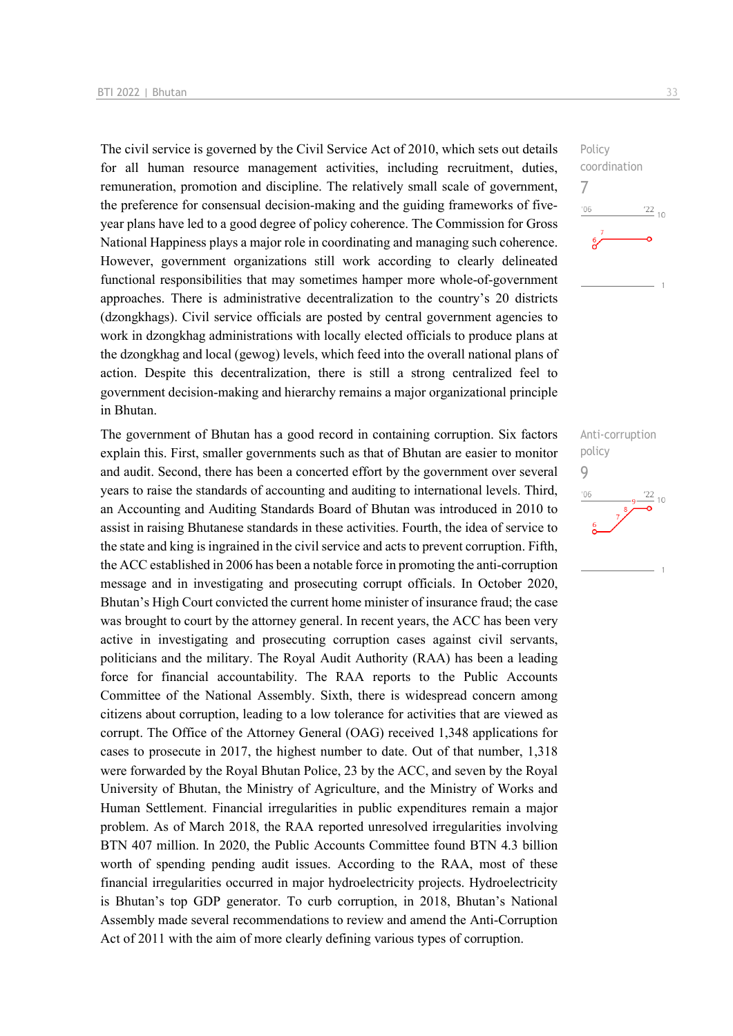The civil service is governed by the Civil Service Act of 2010, which sets out details for all human resource management activities, including recruitment, duties, remuneration, promotion and discipline. The relatively small scale of government, the preference for consensual decision-making and the guiding frameworks of five-year plans have led to a good degree of policy coherence. The Commission for Gross National Happiness plays a major role in coordinating and managing such coherence. However, government organizations still work according to clearly delineated functional responsibilities that may sometimes hamper more whole-of-government approaches. There is administrative decentralization to the country's 20 districts (dzongkhags). Civil service officials are posted by central government agencies to work in dzongkhag administrations with locally elected officials to produce plans at the dzongkhag and local (gewog) levels, which feed into the overall national plans of action. Despite this decentralization, there is still a strong centralized feel to government decision-making and hierarchy remains a major organizational principle in Bhutan.

Policy coordination
7

The government of Bhutan has a good record in containing corruption. Six factors explain this. First, smaller governments such as that of Bhutan are easier to monitor and audit. Second, there has been a concerted effort by the government over several years to raise the standards of accounting and auditing to international levels. Third, an Accounting and Auditing Standards Board of Bhutan was introduced in 2010 to assist in raising Bhutanese standards in these activities. Fourth, the idea of service to the state and king is ingrained in the civil service and acts to prevent corruption. Fifth, the ACC established in 2006 has been a notable force in promoting the anti-corruption message and in investigating and prosecuting corrupt officials. In October 2020, Bhutan's High Court convicted the current home minister of insurance fraud; the case was brought to court by the attorney general. In recent years, the ACC has been very active in investigating and prosecuting corruption cases against civil servants, politicians and the military. The Royal Audit Authority (RAA) has been a leading force for financial accountability. The RAA reports to the Public Accounts Committee of the National Assembly. Sixth, there is widespread concern among citizens about corruption, leading to a low tolerance for activities that are viewed as corrupt. The Office of the Attorney General (OAG) received 1,348 applications for cases to prosecute in 2017, the highest number to date. Out of that number, 1,318 were forwarded by the Royal Bhutan Police, 23 by the ACC, and seven by the Royal University of Bhutan, the Ministry of Agriculture, and the Ministry of Works and Human Settlement. Financial irregularities in public expenditures remain a major problem. As of March 2018, the RAA reported unresolved irregularities involving BTN 407 million. In 2020, the Public Accounts Committee found BTN 4.3 billion worth of spending pending audit issues. According to the RAA, most of these financial irregularities occurred in major hydroelectricity projects. Hydroelectricity is Bhutan's top GDP generator. To curb corruption, in 2018, Bhutan's National Assembly made several recommendations to review and amend the Anti-Corruption Act of 2011 with the aim of more clearly defining various types of corruption.

Anti-corruption policy
9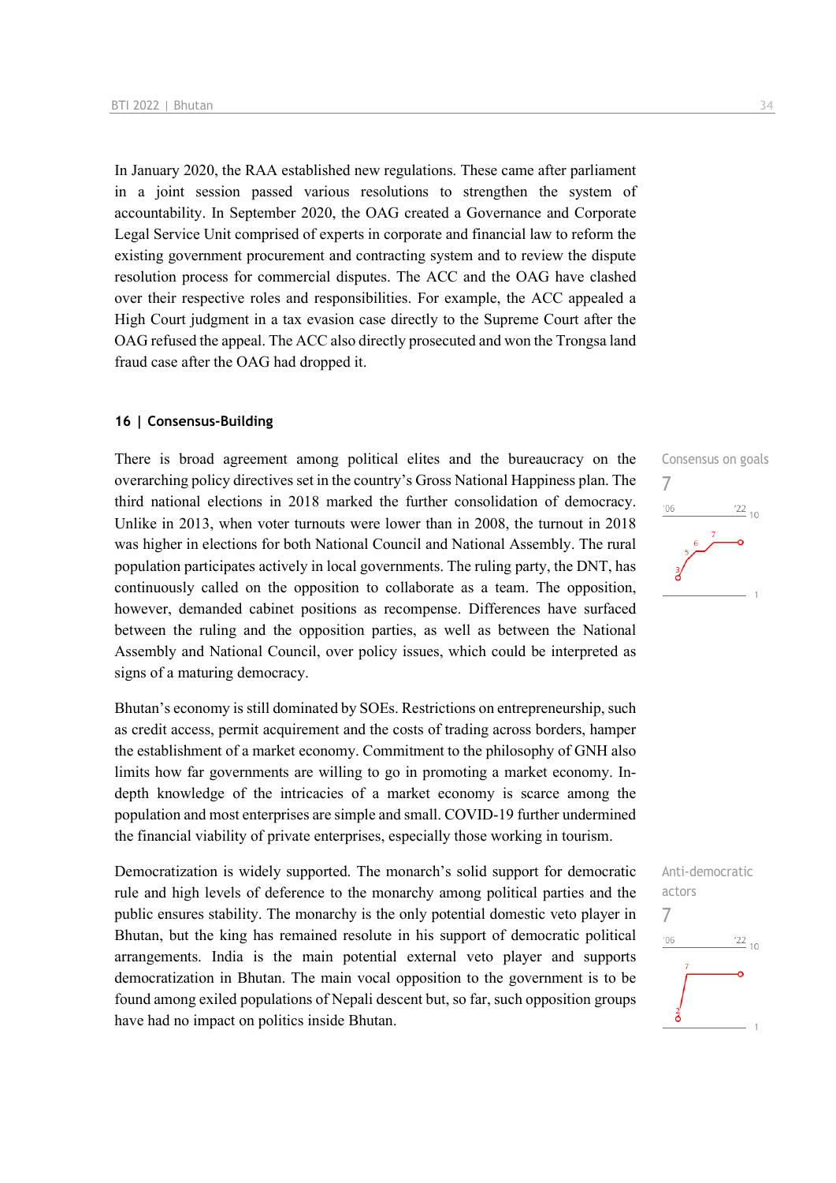In January 2020, the RAA established new regulations. These came after parliament in a joint session passed various resolutions to strengthen the system of accountability. In September 2020, the OAG created a Governance and Corporate Legal Service Unit comprised of experts in corporate and financial law to reform the existing government procurement and contracting system and to review the dispute resolution process for commercial disputes. The ACC and the OAG have clashed over their respective roles and responsibilities. For example, the ACC appealed a High Court judgment in a tax evasion case directly to the Supreme Court after the OAG refused the appeal. The ACC also directly prosecuted and won the Trongsa land fraud case after the OAG had dropped it.

## 16 | Consensus-Building

Consensus on goals
7

There is broad agreement among political elites and the bureaucracy on the overarching policy directives set in the country's Gross National Happiness plan. The third national elections in 2018 marked the further consolidation of democracy. Unlike in 2013, when voter turnouts were lower than in 2008, the turnout in 2018 was higher in elections for both National Council and National Assembly. The rural population participates actively in local governments. The ruling party, the DNT, has continuously called on the opposition to collaborate as a team. The opposition, however, demanded cabinet positions as recompense. Differences have surfaced between the ruling and the opposition parties, as well as between the National Assembly and National Council, over policy issues, which could be interpreted as signs of a maturing democracy.

Bhutan's economy is still dominated by SOEs. Restrictions on entrepreneurship, such as credit access, permit acquirement and the costs of trading across borders, hamper the establishment of a market economy. Commitment to the philosophy of GNH also limits how far governments are willing to go in promoting a market economy. In-depth knowledge of the intricacies of a market economy is scarce among the population and most enterprises are simple and small. COVID-19 further undermined the financial viability of private enterprises, especially those working in tourism.

Anti-democratic actors
7

Democratization is widely supported. The monarch's solid support for democratic rule and high levels of deference to the monarchy among political parties and the public ensures stability. The monarchy is the only potential domestic veto player in Bhutan, but the king has remained resolute in his support of democratic political arrangements. India is the main potential external veto player and supports democratization in Bhutan. The main vocal opposition to the government is to be found among exiled populations of Nepali descent but, so far, such opposition groups have had no impact on politics inside Bhutan.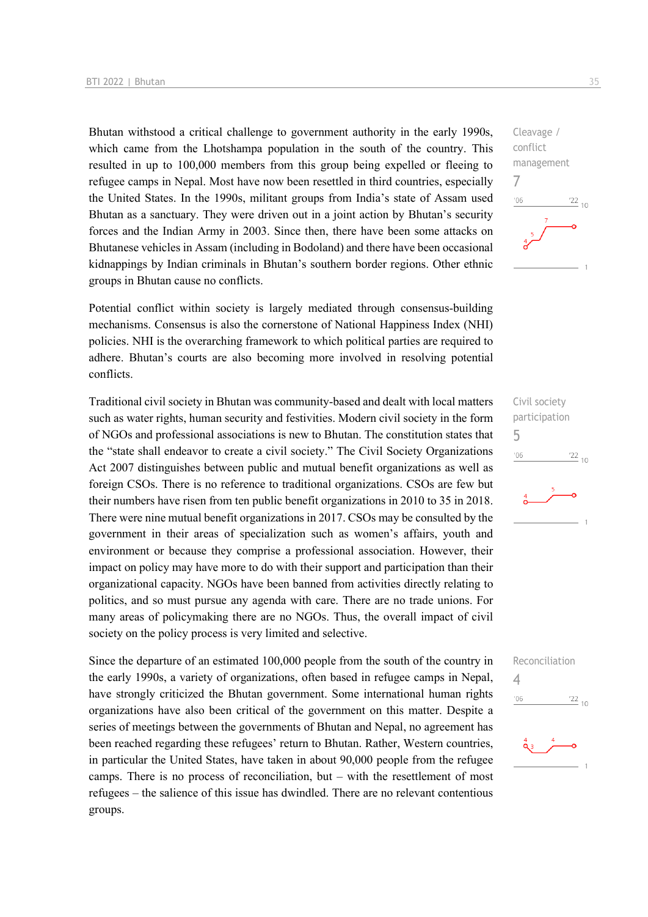Bhutan withstood a critical challenge to government authority in the early 1990s, which came from the Lhotshampa population in the south of the country. This resulted in up to 100,000 members from this group being expelled or fleeing to refugee camps in Nepal. Most have now been resettled in third countries, especially the United States. In the 1990s, militant groups from India's state of Assam used Bhutan as a sanctuary. They were driven out in a joint action by Bhutan's security forces and the Indian Army in 2003. Since then, there have been some attacks on Bhutanese vehicles in Assam (including in Bodoland) and there have been occasional kidnappings by Indian criminals in Bhutan's southern border regions. Other ethnic groups in Bhutan cause no conflicts.

Cleavage / conflict management
7

Potential conflict within society is largely mediated through consensus-building mechanisms. Consensus is also the cornerstone of National Happiness Index (NHI) policies. NHI is the overarching framework to which political parties are required to adhere. Bhutan's courts are also becoming more involved in resolving potential conflicts.

Traditional civil society in Bhutan was community-based and dealt with local matters such as water rights, human security and festivities. Modern civil society in the form of NGOs and professional associations is new to Bhutan. The constitution states that the "state shall endeavor to create a civil society." The Civil Society Organizations Act 2007 distinguishes between public and mutual benefit organizations as well as foreign CSOs. There is no reference to traditional organizations. CSOs are few but their numbers have risen from ten public benefit organizations in 2010 to 35 in 2018. There were nine mutual benefit organizations in 2017. CSOs may be consulted by the government in their areas of specialization such as women's affairs, youth and environment or because they comprise a professional association. However, their impact on policy may have more to do with their support and participation than their organizational capacity. NGOs have been banned from activities directly relating to politics, and so must pursue any agenda with care. There are no trade unions. For many areas of policymaking there are no NGOs. Thus, the overall impact of civil society on the policy process is very limited and selective.

Civil society participation
5

Since the departure of an estimated 100,000 people from the south of the country in the early 1990s, a variety of organizations, often based in refugee camps in Nepal, have strongly criticized the Bhutan government. Some international human rights organizations have also been critical of the government on this matter. Despite a series of meetings between the governments of Bhutan and Nepal, no agreement has been reached regarding these refugees' return to Bhutan. Rather, Western countries, in particular the United States, have taken in about 90,000 people from the refugee camps. There is no process of reconciliation, but – with the resettlement of most refugees – the salience of this issue has dwindled. There are no relevant contentious groups.

Reconciliation
4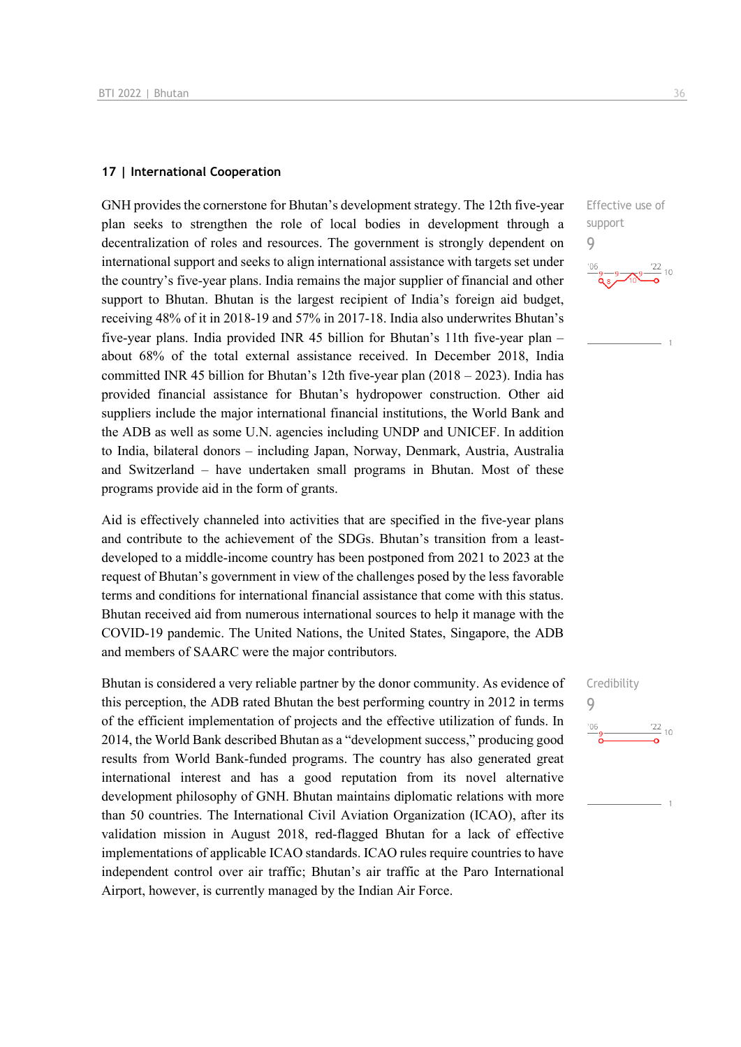## 17 | International Cooperation

GNH provides the cornerstone for Bhutan's development strategy. The 12th five-year plan seeks to strengthen the role of local bodies in development through a decentralization of roles and resources. The government is strongly dependent on international support and seeks to align international assistance with targets set under the country's five-year plans. India remains the major supplier of financial and other support to Bhutan. Bhutan is the largest recipient of India's foreign aid budget, receiving 48% of it in 2018-19 and 57% in 2017-18. India also underwrites Bhutan's five-year plans. India provided INR 45 billion for Bhutan's 11th five-year plan – about 68% of the total external assistance received. In December 2018, India committed INR 45 billion for Bhutan's 12th five-year plan (2018 – 2023). India has provided financial assistance for Bhutan's hydropower construction. Other aid suppliers include the major international financial institutions, the World Bank and the ADB as well as some U.N. agencies including UNDP and UNICEF. In addition to India, bilateral donors – including Japan, Norway, Denmark, Austria, Australia and Switzerland – have undertaken small programs in Bhutan. Most of these programs provide aid in the form of grants.

Effective use of support
9

Aid is effectively channeled into activities that are specified in the five-year plans and contribute to the achievement of the SDGs. Bhutan's transition from a least-developed to a middle-income country has been postponed from 2021 to 2023 at the request of Bhutan's government in view of the challenges posed by the less favorable terms and conditions for international financial assistance that come with this status. Bhutan received aid from numerous international sources to help it manage with the COVID-19 pandemic. The United Nations, the United States, Singapore, the ADB and members of SAARC were the major contributors.

Bhutan is considered a very reliable partner by the donor community. As evidence of this perception, the ADB rated Bhutan the best performing country in 2012 in terms of the efficient implementation of projects and the effective utilization of funds. In 2014, the World Bank described Bhutan as a "development success," producing good results from World Bank-funded programs. The country has also generated great international interest and has a good reputation from its novel alternative development philosophy of GNH. Bhutan maintains diplomatic relations with more than 50 countries. The International Civil Aviation Organization (ICAO), after its validation mission in August 2018, red-flagged Bhutan for a lack of effective implementations of applicable ICAO standards. ICAO rules require countries to have independent control over air traffic; Bhutan's air traffic at the Paro International Airport, however, is currently managed by the Indian Air Force.

Credibility
9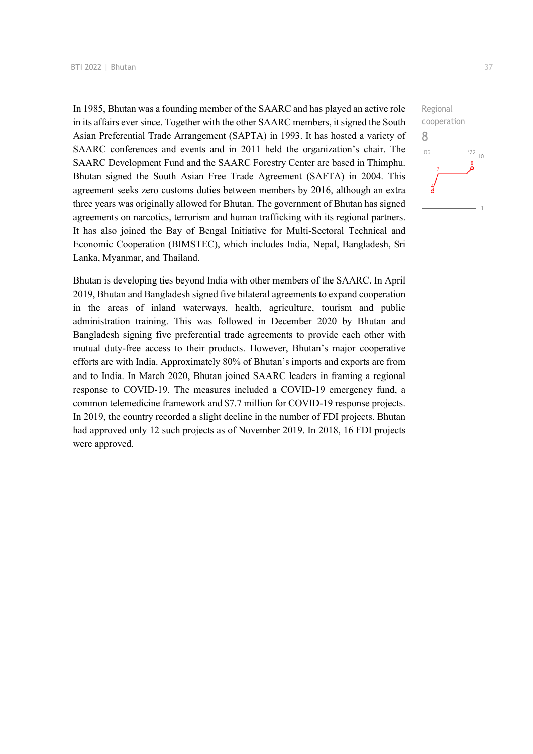In 1985, Bhutan was a founding member of the SAARC and has played an active role in its affairs ever since. Together with the other SAARC members, it signed the South Asian Preferential Trade Arrangement (SAPTA) in 1993. It has hosted a variety of SAARC conferences and events and in 2011 held the organization's chair. The SAARC Development Fund and the SAARC Forestry Center are based in Thimphu. Bhutan signed the South Asian Free Trade Agreement (SAFTA) in 2004. This agreement seeks zero customs duties between members by 2016, although an extra three years was originally allowed for Bhutan. The government of Bhutan has signed agreements on narcotics, terrorism and human trafficking with its regional partners. It has also joined the Bay of Bengal Initiative for Multi-Sectoral Technical and Economic Cooperation (BIMSTEC), which includes India, Nepal, Bangladesh, Sri Lanka, Myanmar, and Thailand.

Regional cooperation
8

Bhutan is developing ties beyond India with other members of the SAARC. In April 2019, Bhutan and Bangladesh signed five bilateral agreements to expand cooperation in the areas of inland waterways, health, agriculture, tourism and public administration training. This was followed in December 2020 by Bhutan and Bangladesh signing five preferential trade agreements to provide each other with mutual duty-free access to their products. However, Bhutan's major cooperative efforts are with India. Approximately 80% of Bhutan's imports and exports are from and to India. In March 2020, Bhutan joined SAARC leaders in framing a regional response to COVID-19. The measures included a COVID-19 emergency fund, a common telemedicine framework and $7.7 million for COVID-19 response projects. In 2019, the country recorded a slight decline in the number of FDI projects. Bhutan had approved only 12 such projects as of November 2019. In 2018, 16 FDI projects were approved.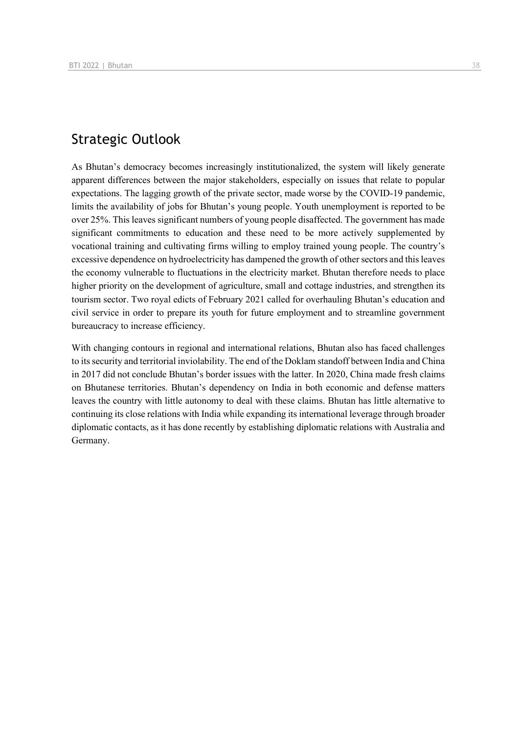## Strategic Outlook

As Bhutan's democracy becomes increasingly institutionalized, the system will likely generate apparent differences between the major stakeholders, especially on issues that relate to popular expectations. The lagging growth of the private sector, made worse by the COVID-19 pandemic, limits the availability of jobs for Bhutan's young people. Youth unemployment is reported to be over 25%. This leaves significant numbers of young people disaffected. The government has made significant commitments to education and these need to be more actively supplemented by vocational training and cultivating firms willing to employ trained young people. The country's excessive dependence on hydroelectricity has dampened the growth of other sectors and this leaves the economy vulnerable to fluctuations in the electricity market. Bhutan therefore needs to place higher priority on the development of agriculture, small and cottage industries, and strengthen its tourism sector. Two royal edicts of February 2021 called for overhauling Bhutan's education and civil service in order to prepare its youth for future employment and to streamline government bureaucracy to increase efficiency.

With changing contours in regional and international relations, Bhutan also has faced challenges to its security and territorial inviolability. The end of the Doklam standoff between India and China in 2017 did not conclude Bhutan's border issues with the latter. In 2020, China made fresh claims on Bhutanese territories. Bhutan's dependency on India in both economic and defense matters leaves the country with little autonomy to deal with these claims. Bhutan has little alternative to continuing its close relations with India while expanding its international leverage through broader diplomatic contacts, as it has done recently by establishing diplomatic relations with Australia and Germany.